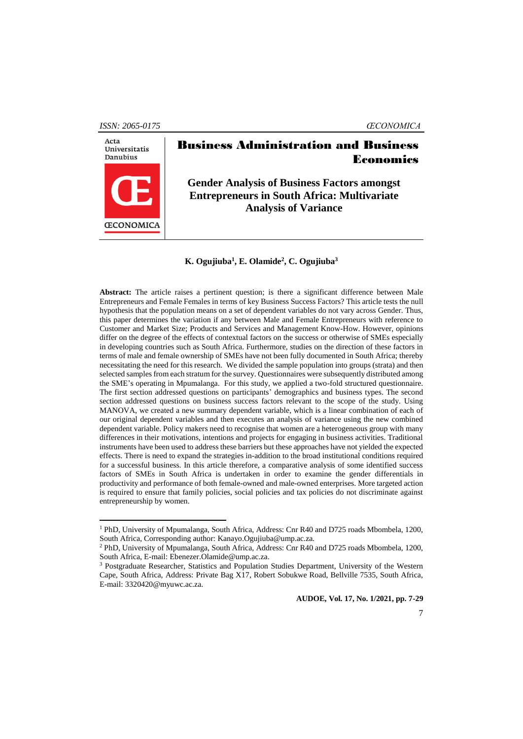# Business Administration and Business Economics

## Gender Analysis of Business Factors amongst Entrepreneurs in South Africa: Multivariate Analysis of Variance

**K. Ogujiuba[1], E. Olamide[2], C. Ogujiuba[3]**

**Abstract:** The article raises a pertinent question; is there a significant difference between Male Entrepreneurs and Female Females in terms of key Business Success Factors? This article tests the null hypothesis that the population means on a set of dependent variables do not vary across Gender. Thus, this paper determines the variation if any between Male and Female Entrepreneurs with reference to Customer and Market Size; Products and Services and Management Know-How. However, opinions differ on the degree of the effects of contextual factors on the success or otherwise of SMEs especially in developing countries such as South Africa. Furthermore, studies on the direction of these factors in terms of male and female ownership of SMEs have not been fully documented in South Africa; thereby necessitating the need for this research. We divided the sample population into groups (strata) and then selected samples from each stratum for the survey. Questionnaires were subsequently distributed among the SME's operating in Mpumalanga. For this study, we applied a two-fold structured questionnaire. The first section addressed questions on participants' demographics and business types. The second section addressed questions on business success factors relevant to the scope of the study. Using MANOVA, we created a new summary dependent variable, which is a linear combination of each of our original dependent variables and then executes an analysis of variance using the new combined dependent variable. Policy makers need to recognise that women are a heterogeneous group with many differences in their motivations, intentions and projects for engaging in business activities. Traditional instruments have been used to address these barriers but these approaches have not yielded the expected effects. There is need to expand the strategies in-addition to the broad institutional conditions required for a successful business. In this article therefore, a comparative analysis of some identified success factors of SMEs in South Africa is undertaken in order to examine the gender differentials in productivity and performance of both female-owned and male-owned enterprises. More targeted action is required to ensure that family policies, social policies and tax policies do not discriminate against entrepreneurship by women.

---

[1] PhD, University of Mpumalanga, South Africa, Address: Cnr R40 and D725 roads Mbombela, 1200, South Africa, Corresponding author: Kanayo.Ogujiuba@ump.ac.za.

[2] PhD, University of Mpumalanga, South Africa, Address: Cnr R40 and D725 roads Mbombela, 1200, South Africa, E-mail: Ebenezer.Olamide@ump.ac.za.

[3] Postgraduate Researcher, Statistics and Population Studies Department, University of the Western Cape, South Africa, Address: Private Bag X17, Robert Sobukwe Road, Bellville 7535, South Africa, E-mail: 3320420@myuwc.ac.za.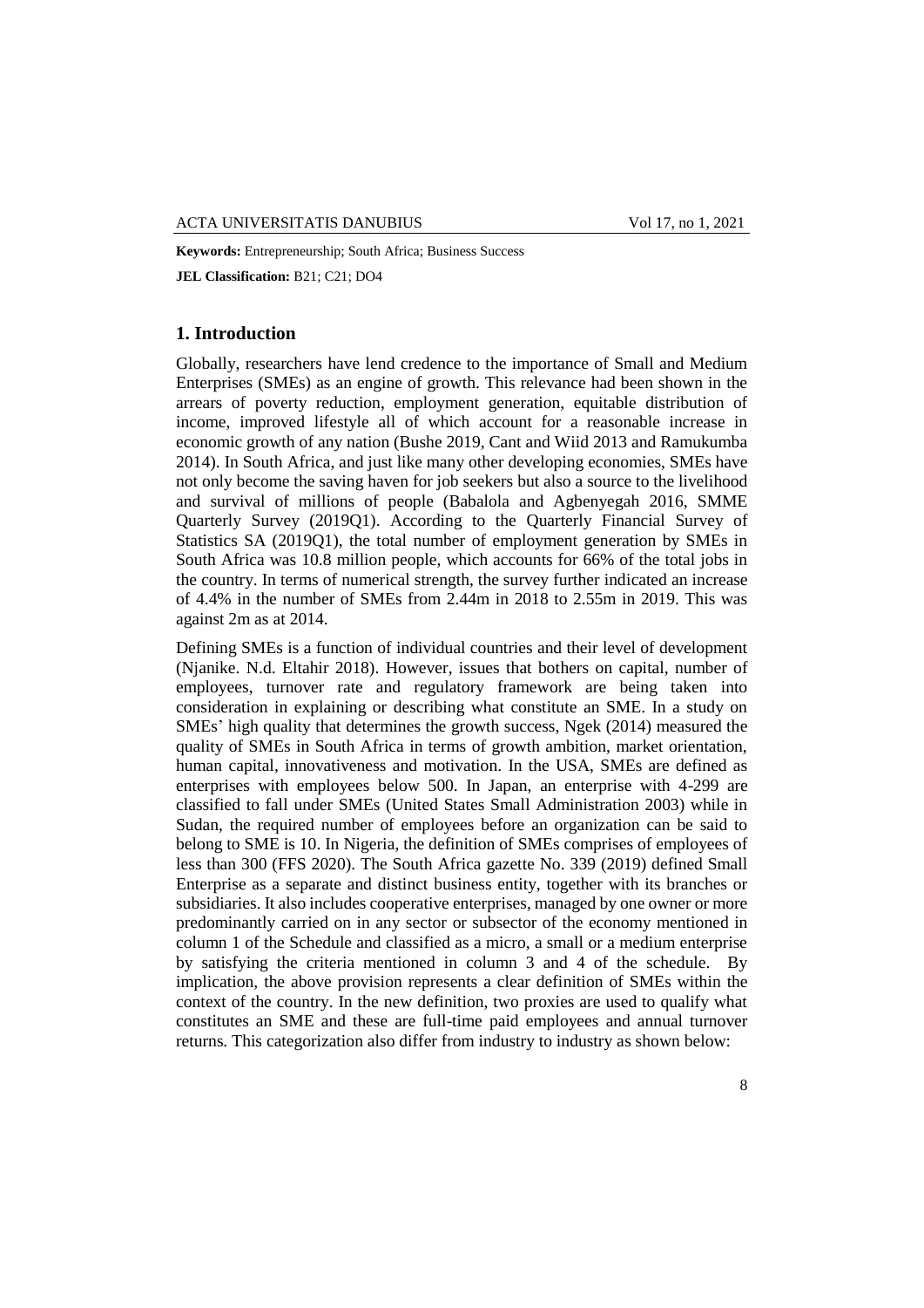**Keywords:** Entrepreneurship; South Africa; Business Success

**JEL Classification:** B21; C21; DO4

## 1. Introduction

Globally, researchers have lend credence to the importance of Small and Medium Enterprises (SMEs) as an engine of growth. This relevance had been shown in the arrears of poverty reduction, employment generation, equitable distribution of income, improved lifestyle all of which account for a reasonable increase in economic growth of any nation (Bushe 2019, Cant and Wiid 2013 and Ramukumba 2014). In South Africa, and just like many other developing economies, SMEs have not only become the saving haven for job seekers but also a source to the livelihood and survival of millions of people (Babalola and Agbenyegah 2016, SMME Quarterly Survey (2019Q1). According to the Quarterly Financial Survey of Statistics SA (2019Q1), the total number of employment generation by SMEs in South Africa was 10.8 million people, which accounts for 66% of the total jobs in the country. In terms of numerical strength, the survey further indicated an increase of 4.4% in the number of SMEs from 2.44m in 2018 to 2.55m in 2019. This was against 2m as at 2014.

Defining SMEs is a function of individual countries and their level of development (Njanike. N.d. Eltahir 2018). However, issues that bothers on capital, number of employees, turnover rate and regulatory framework are being taken into consideration in explaining or describing what constitute an SME. In a study on SMEs' high quality that determines the growth success, Ngek (2014) measured the quality of SMEs in South Africa in terms of growth ambition, market orientation, human capital, innovativeness and motivation. In the USA, SMEs are defined as enterprises with employees below 500. In Japan, an enterprise with 4-299 are classified to fall under SMEs (United States Small Administration 2003) while in Sudan, the required number of employees before an organization can be said to belong to SME is 10. In Nigeria, the definition of SMEs comprises of employees of less than 300 (FFS 2020). The South Africa gazette No. 339 (2019) defined Small Enterprise as a separate and distinct business entity, together with its branches or subsidiaries. It also includes cooperative enterprises, managed by one owner or more predominantly carried on in any sector or subsector of the economy mentioned in column 1 of the Schedule and classified as a micro, a small or a medium enterprise by satisfying the criteria mentioned in column 3 and 4 of the schedule. By implication, the above provision represents a clear definition of SMEs within the context of the country. In the new definition, two proxies are used to qualify what constitutes an SME and these are full-time paid employees and annual turnover returns. This categorization also differ from industry to industry as shown below: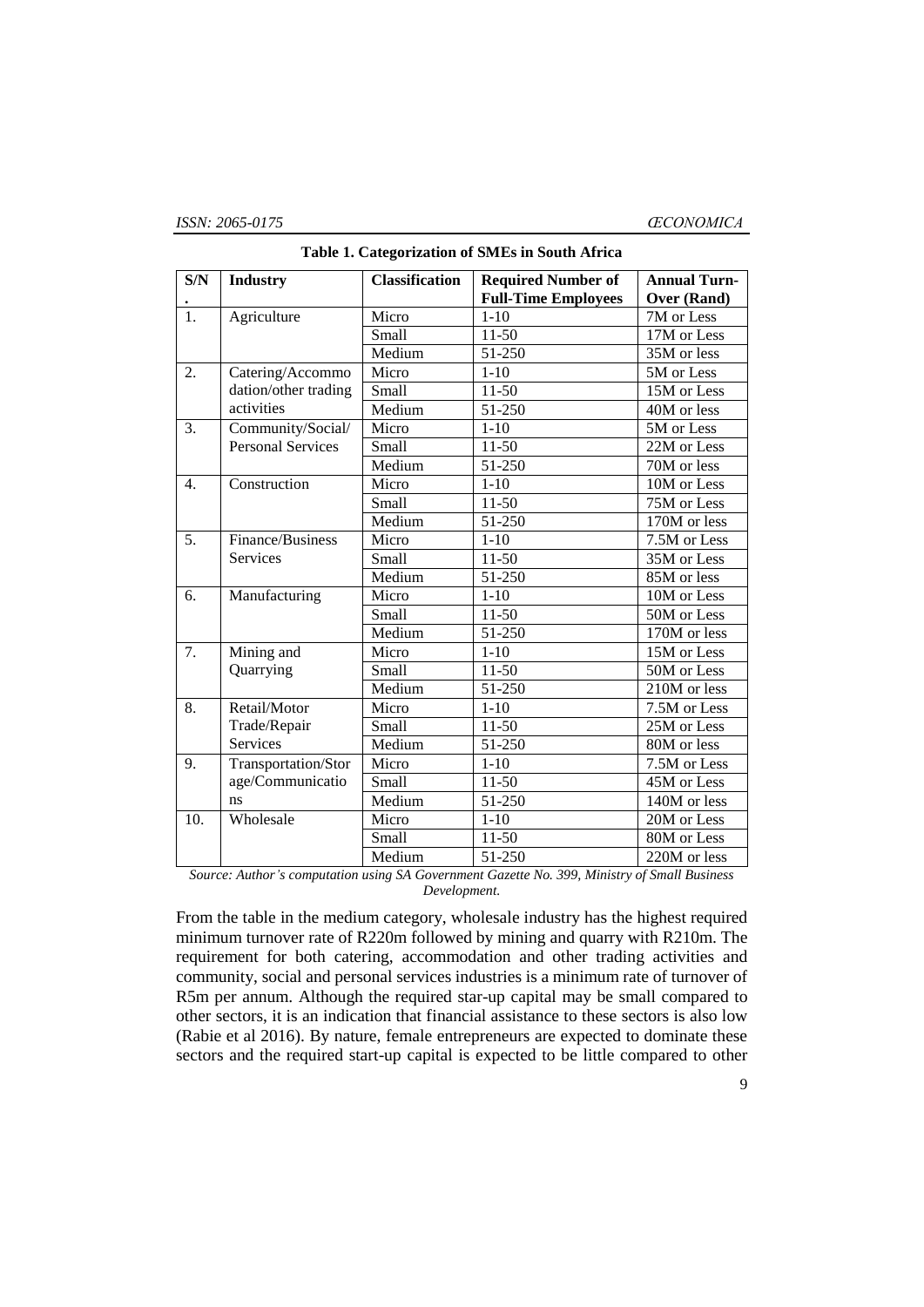**Table 1. Categorization of SMEs in South Africa**

| S/N. | Industry | Classification | Required Number of Full-Time Employees | Annual Turn-Over (Rand) |
|---|---|---|---|---|
| 1. | Agriculture | Micro | 1-10 | 7M or Less |
| | | Small | 11-50 | 17M or Less |
| | | Medium | 51-250 | 35M or less |
| 2. | Catering/Accommodation/other trading activities | Micro | 1-10 | 5M or Less |
| | | Small | 11-50 | 15M or Less |
| | | Medium | 51-250 | 40M or less |
| 3. | Community/Social/Personal Services | Micro | 1-10 | 5M or Less |
| | | Small | 11-50 | 22M or Less |
| | | Medium | 51-250 | 70M or less |
| 4. | Construction | Micro | 1-10 | 10M or Less |
| | | Small | 11-50 | 75M or Less |
| | | Medium | 51-250 | 170M or less |
| 5. | Finance/Business Services | Micro | 1-10 | 7.5M or Less |
| | | Small | 11-50 | 35M or Less |
| | | Medium | 51-250 | 85M or less |
| 6. | Manufacturing | Micro | 1-10 | 10M or Less |
| | | Small | 11-50 | 50M or Less |
| | | Medium | 51-250 | 170M or less |
| 7. | Mining and Quarrying | Micro | 1-10 | 15M or Less |
| | | Small | 11-50 | 50M or Less |
| | | Medium | 51-250 | 210M or less |
| 8. | Retail/Motor Trade/Repair Services | Micro | 1-10 | 7.5M or Less |
| | | Small | 11-50 | 25M or Less |
| | | Medium | 51-250 | 80M or less |
| 9. | Transportation/Storage/Communications | Micro | 1-10 | 7.5M or Less |
| | | Small | 11-50 | 45M or Less |
| | | Medium | 51-250 | 140M or less |
| 10. | Wholesale | Micro | 1-10 | 20M or Less |
| | | Small | 11-50 | 80M or Less |
| | | Medium | 51-250 | 220M or less |

*Source: Author's computation using SA Government Gazette No. 399, Ministry of Small Business Development.*

From the table in the medium category, wholesale industry has the highest required minimum turnover rate of R220m followed by mining and quarry with R210m. The requirement for both catering, accommodation and other trading activities and community, social and personal services industries is a minimum rate of turnover of R5m per annum. Although the required star-up capital may be small compared to other sectors, it is an indication that financial assistance to these sectors is also low (Rabie et al 2016). By nature, female entrepreneurs are expected to dominate these sectors and the required start-up capital is expected to be little compared to other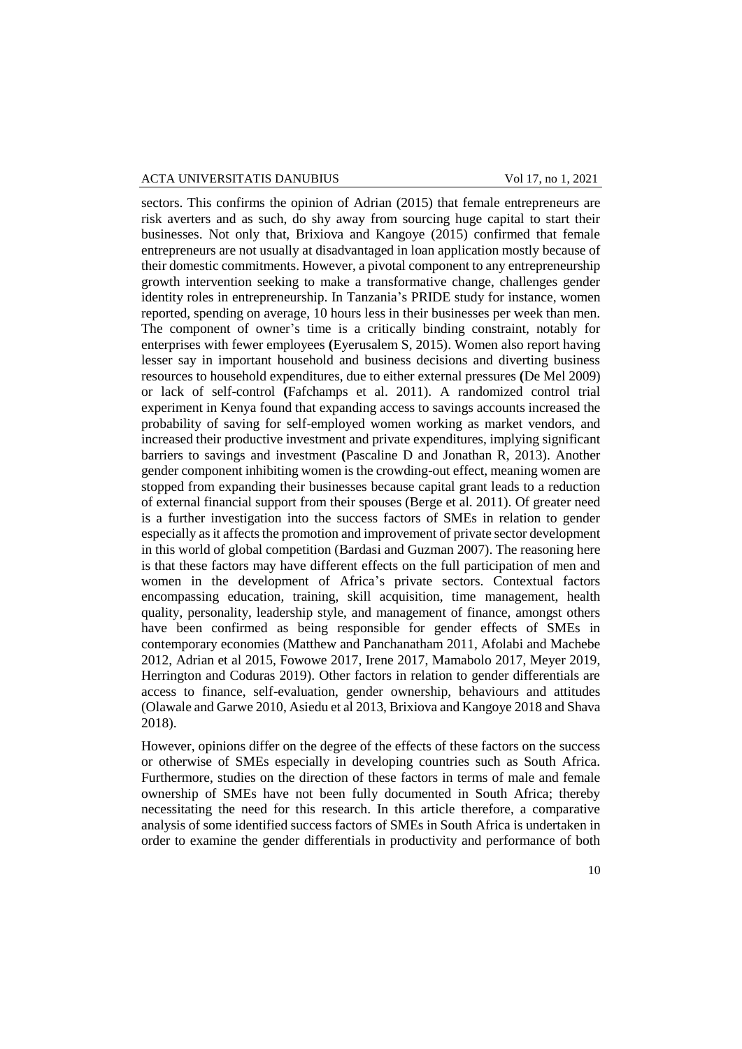sectors. This confirms the opinion of Adrian (2015) that female entrepreneurs are risk averters and as such, do shy away from sourcing huge capital to start their businesses. Not only that, Brixiova and Kangoye (2015) confirmed that female entrepreneurs are not usually at disadvantaged in loan application mostly because of their domestic commitments. However, a pivotal component to any entrepreneurship growth intervention seeking to make a transformative change, challenges gender identity roles in entrepreneurship. In Tanzania's PRIDE study for instance, women reported, spending on average, 10 hours less in their businesses per week than men. The component of owner's time is a critically binding constraint, notably for enterprises with fewer employees **(**Eyerusalem S, 2015). Women also report having lesser say in important household and business decisions and diverting business resources to household expenditures, due to either external pressures **(**De Mel 2009) or lack of self-control **(**Fafchamps et al. 2011). A randomized control trial experiment in Kenya found that expanding access to savings accounts increased the probability of saving for self-employed women working as market vendors, and increased their productive investment and private expenditures, implying significant barriers to savings and investment **(**Pascaline D and Jonathan R, 2013). Another gender component inhibiting women is the crowding-out effect, meaning women are stopped from expanding their businesses because capital grant leads to a reduction of external financial support from their spouses (Berge et al. 2011). Of greater need is a further investigation into the success factors of SMEs in relation to gender especially as it affects the promotion and improvement of private sector development in this world of global competition (Bardasi and Guzman 2007). The reasoning here is that these factors may have different effects on the full participation of men and women in the development of Africa's private sectors. Contextual factors encompassing education, training, skill acquisition, time management, health quality, personality, leadership style, and management of finance, amongst others have been confirmed as being responsible for gender effects of SMEs in contemporary economies (Matthew and Panchanatham 2011, Afolabi and Machebe 2012, Adrian et al 2015, Fowowe 2017, Irene 2017, Mamabolo 2017, Meyer 2019, Herrington and Coduras 2019). Other factors in relation to gender differentials are access to finance, self-evaluation, gender ownership, behaviours and attitudes (Olawale and Garwe 2010, Asiedu et al 2013, Brixiova and Kangoye 2018 and Shava 2018).

However, opinions differ on the degree of the effects of these factors on the success or otherwise of SMEs especially in developing countries such as South Africa. Furthermore, studies on the direction of these factors in terms of male and female ownership of SMEs have not been fully documented in South Africa; thereby necessitating the need for this research. In this article therefore, a comparative analysis of some identified success factors of SMEs in South Africa is undertaken in order to examine the gender differentials in productivity and performance of both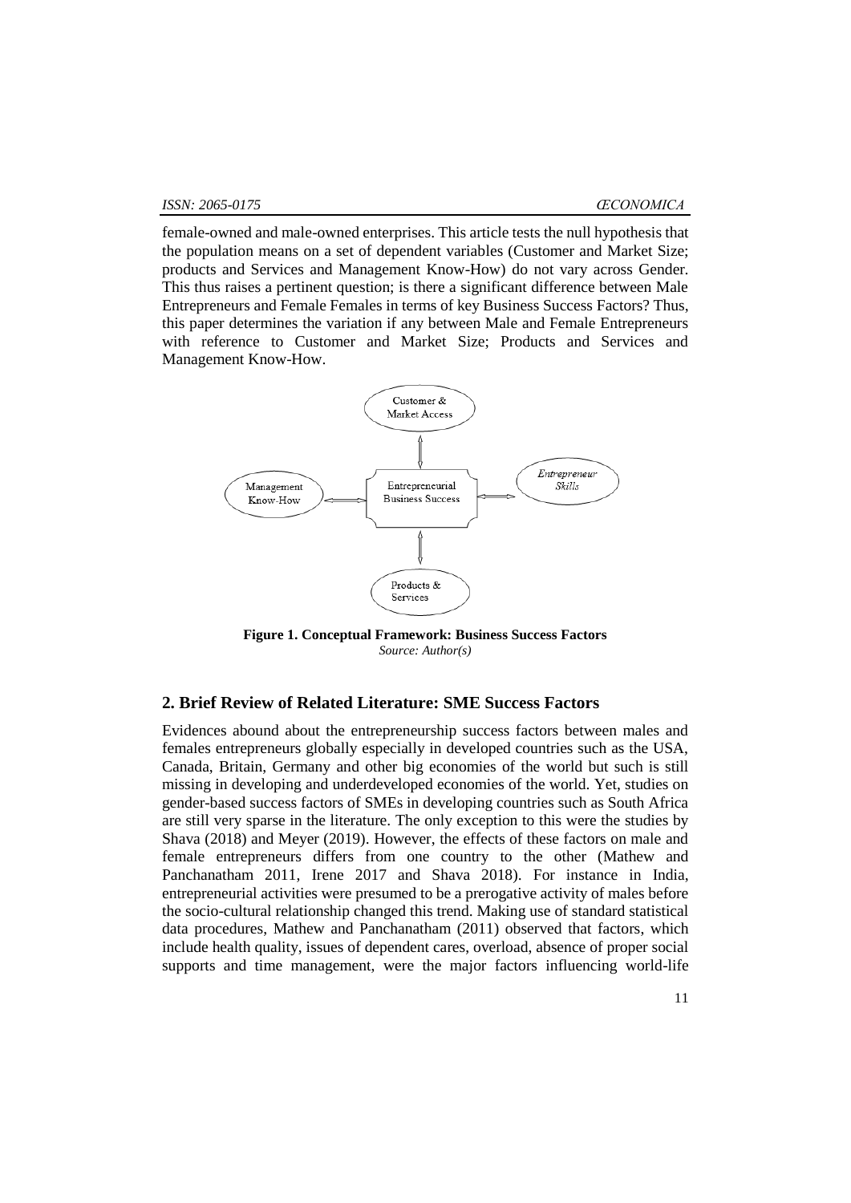female-owned and male-owned enterprises. This article tests the null hypothesis that the population means on a set of dependent variables (Customer and Market Size; products and Services and Management Know-How) do not vary across Gender. This thus raises a pertinent question; is there a significant difference between Male Entrepreneurs and Female Females in terms of key Business Success Factors? Thus, this paper determines the variation if any between Male and Female Entrepreneurs with reference to Customer and Market Size; Products and Services and Management Know-How.

Customer & Market Access

Management Know-How

Entrepreneurial Business Success

*Entrepreneur Skills*

Products & Services

**Figure 1. Conceptual Framework: Business Success Factors**
*Source: Author(s)*

## 2. Brief Review of Related Literature: SME Success Factors

Evidences abound about the entrepreneurship success factors between males and females entrepreneurs globally especially in developed countries such as the USA, Canada, Britain, Germany and other big economies of the world but such is still missing in developing and underdeveloped economies of the world. Yet, studies on gender-based success factors of SMEs in developing countries such as South Africa are still very sparse in the literature. The only exception to this were the studies by Shava (2018) and Meyer (2019). However, the effects of these factors on male and female entrepreneurs differs from one country to the other (Mathew and Panchanatham 2011, Irene 2017 and Shava 2018). For instance in India, entrepreneurial activities were presumed to be a prerogative activity of males before the socio-cultural relationship changed this trend. Making use of standard statistical data procedures, Mathew and Panchanatham (2011) observed that factors, which include health quality, issues of dependent cares, overload, absence of proper social supports and time management, were the major factors influencing world-life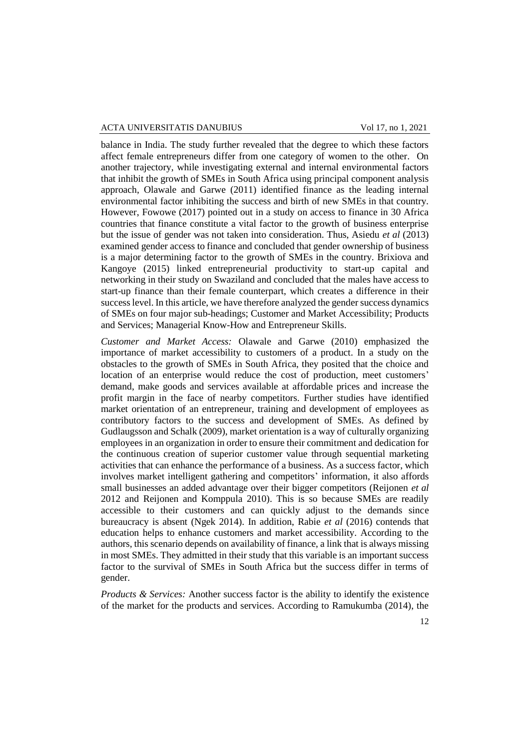balance in India. The study further revealed that the degree to which these factors affect female entrepreneurs differ from one category of women to the other. On another trajectory, while investigating external and internal environmental factors that inhibit the growth of SMEs in South Africa using principal component analysis approach, Olawale and Garwe (2011) identified finance as the leading internal environmental factor inhibiting the success and birth of new SMEs in that country. However, Fowowe (2017) pointed out in a study on access to finance in 30 Africa countries that finance constitute a vital factor to the growth of business enterprise but the issue of gender was not taken into consideration. Thus, Asiedu *et al* (2013) examined gender access to finance and concluded that gender ownership of business is a major determining factor to the growth of SMEs in the country. Brixiova and Kangoye (2015) linked entrepreneurial productivity to start-up capital and networking in their study on Swaziland and concluded that the males have access to start-up finance than their female counterpart, which creates a difference in their success level. In this article, we have therefore analyzed the gender success dynamics of SMEs on four major sub-headings; Customer and Market Accessibility; Products and Services; Managerial Know-How and Entrepreneur Skills.

*Customer and Market Access:* Olawale and Garwe (2010) emphasized the importance of market accessibility to customers of a product. In a study on the obstacles to the growth of SMEs in South Africa, they posited that the choice and location of an enterprise would reduce the cost of production, meet customers' demand, make goods and services available at affordable prices and increase the profit margin in the face of nearby competitors. Further studies have identified market orientation of an entrepreneur, training and development of employees as contributory factors to the success and development of SMEs. As defined by Gudlaugsson and Schalk (2009), market orientation is a way of culturally organizing employees in an organization in order to ensure their commitment and dedication for the continuous creation of superior customer value through sequential marketing activities that can enhance the performance of a business. As a success factor, which involves market intelligent gathering and competitors' information, it also affords small businesses an added advantage over their bigger competitors (Reijonen *et al* 2012 and Reijonen and Komppula 2010). This is so because SMEs are readily accessible to their customers and can quickly adjust to the demands since bureaucracy is absent (Ngek 2014). In addition, Rabie *et al* (2016) contends that education helps to enhance customers and market accessibility. According to the authors, this scenario depends on availability of finance, a link that is always missing in most SMEs. They admitted in their study that this variable is an important success factor to the survival of SMEs in South Africa but the success differ in terms of gender.

*Products & Services:* Another success factor is the ability to identify the existence of the market for the products and services. According to Ramukumba (2014), the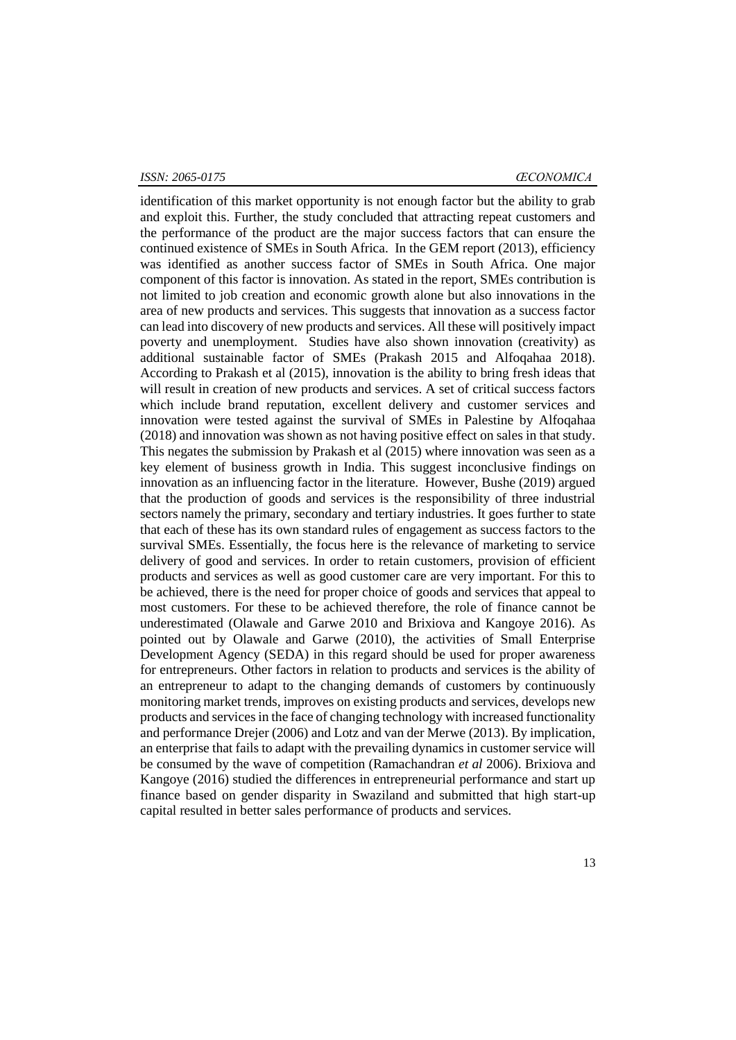identification of this market opportunity is not enough factor but the ability to grab and exploit this. Further, the study concluded that attracting repeat customers and the performance of the product are the major success factors that can ensure the continued existence of SMEs in South Africa. In the GEM report (2013), efficiency was identified as another success factor of SMEs in South Africa. One major component of this factor is innovation. As stated in the report, SMEs contribution is not limited to job creation and economic growth alone but also innovations in the area of new products and services. This suggests that innovation as a success factor can lead into discovery of new products and services. All these will positively impact poverty and unemployment. Studies have also shown innovation (creativity) as additional sustainable factor of SMEs (Prakash 2015 and Alfoqahaa 2018). According to Prakash et al (2015), innovation is the ability to bring fresh ideas that will result in creation of new products and services. A set of critical success factors which include brand reputation, excellent delivery and customer services and innovation were tested against the survival of SMEs in Palestine by Alfoqahaa (2018) and innovation was shown as not having positive effect on sales in that study. This negates the submission by Prakash et al (2015) where innovation was seen as a key element of business growth in India. This suggest inconclusive findings on innovation as an influencing factor in the literature. However, Bushe (2019) argued that the production of goods and services is the responsibility of three industrial sectors namely the primary, secondary and tertiary industries. It goes further to state that each of these has its own standard rules of engagement as success factors to the survival SMEs. Essentially, the focus here is the relevance of marketing to service delivery of good and services. In order to retain customers, provision of efficient products and services as well as good customer care are very important. For this to be achieved, there is the need for proper choice of goods and services that appeal to most customers. For these to be achieved therefore, the role of finance cannot be underestimated (Olawale and Garwe 2010 and Brixiova and Kangoye 2016). As pointed out by Olawale and Garwe (2010), the activities of Small Enterprise Development Agency (SEDA) in this regard should be used for proper awareness for entrepreneurs. Other factors in relation to products and services is the ability of an entrepreneur to adapt to the changing demands of customers by continuously monitoring market trends, improves on existing products and services, develops new products and services in the face of changing technology with increased functionality and performance Drejer (2006) and Lotz and van der Merwe (2013). By implication, an enterprise that fails to adapt with the prevailing dynamics in customer service will be consumed by the wave of competition (Ramachandran *et al* 2006). Brixiova and Kangoye (2016) studied the differences in entrepreneurial performance and start up finance based on gender disparity in Swaziland and submitted that high start-up capital resulted in better sales performance of products and services.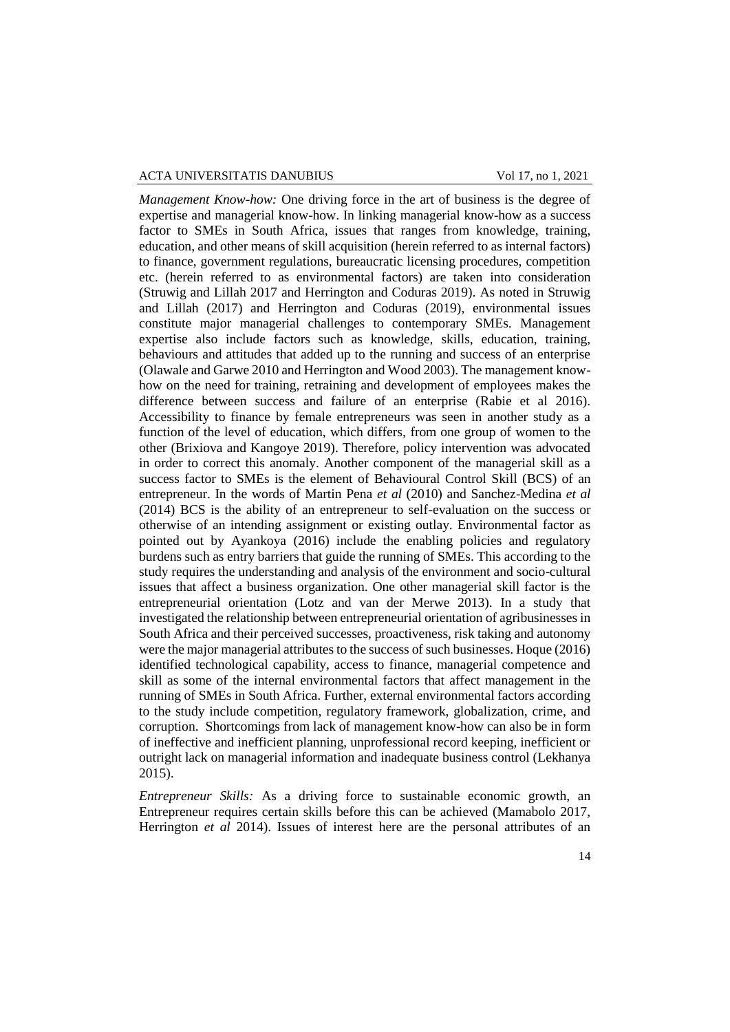*Management Know-how:* One driving force in the art of business is the degree of expertise and managerial know-how. In linking managerial know-how as a success factor to SMEs in South Africa, issues that ranges from knowledge, training, education, and other means of skill acquisition (herein referred to as internal factors) to finance, government regulations, bureaucratic licensing procedures, competition etc. (herein referred to as environmental factors) are taken into consideration (Struwig and Lillah 2017 and Herrington and Coduras 2019). As noted in Struwig and Lillah (2017) and Herrington and Coduras (2019), environmental issues constitute major managerial challenges to contemporary SMEs. Management expertise also include factors such as knowledge, skills, education, training, behaviours and attitudes that added up to the running and success of an enterprise (Olawale and Garwe 2010 and Herrington and Wood 2003). The management know-how on the need for training, retraining and development of employees makes the difference between success and failure of an enterprise (Rabie et al 2016). Accessibility to finance by female entrepreneurs was seen in another study as a function of the level of education, which differs, from one group of women to the other (Brixiova and Kangoye 2019). Therefore, policy intervention was advocated in order to correct this anomaly. Another component of the managerial skill as a success factor to SMEs is the element of Behavioural Control Skill (BCS) of an entrepreneur. In the words of Martin Pena *et al* (2010) and Sanchez-Medina *et al* (2014) BCS is the ability of an entrepreneur to self-evaluation on the success or otherwise of an intending assignment or existing outlay. Environmental factor as pointed out by Ayankoya (2016) include the enabling policies and regulatory burdens such as entry barriers that guide the running of SMEs. This according to the study requires the understanding and analysis of the environment and socio-cultural issues that affect a business organization. One other managerial skill factor is the entrepreneurial orientation (Lotz and van der Merwe 2013). In a study that investigated the relationship between entrepreneurial orientation of agribusinesses in South Africa and their perceived successes, proactiveness, risk taking and autonomy were the major managerial attributes to the success of such businesses. Hoque (2016) identified technological capability, access to finance, managerial competence and skill as some of the internal environmental factors that affect management in the running of SMEs in South Africa. Further, external environmental factors according to the study include competition, regulatory framework, globalization, crime, and corruption. Shortcomings from lack of management know-how can also be in form of ineffective and inefficient planning, unprofessional record keeping, inefficient or outright lack on managerial information and inadequate business control (Lekhanya 2015).

*Entrepreneur Skills:* As a driving force to sustainable economic growth, an Entrepreneur requires certain skills before this can be achieved (Mamabolo 2017, Herrington *et al* 2014). Issues of interest here are the personal attributes of an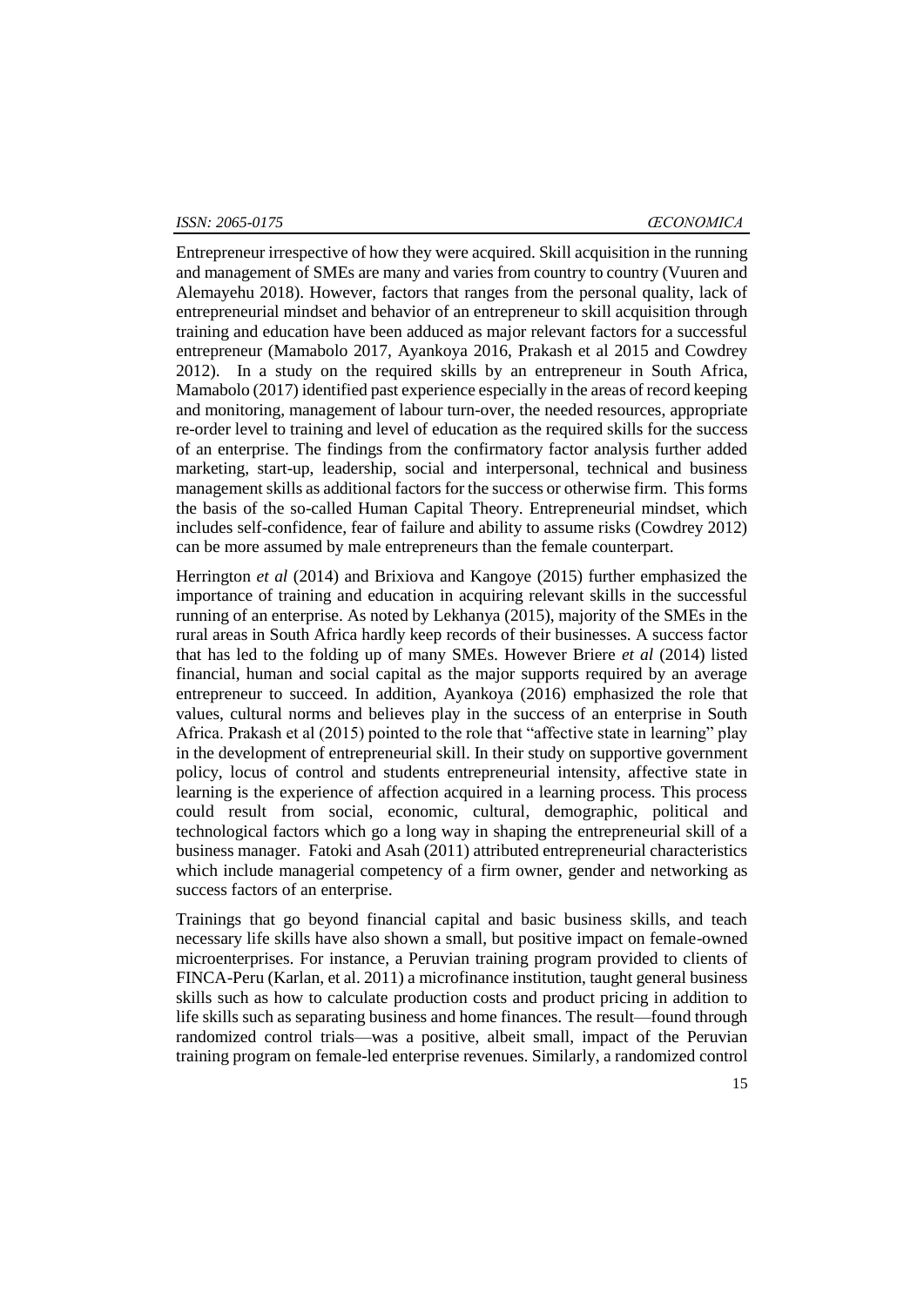Entrepreneur irrespective of how they were acquired. Skill acquisition in the running and management of SMEs are many and varies from country to country (Vuuren and Alemayehu 2018). However, factors that ranges from the personal quality, lack of entrepreneurial mindset and behavior of an entrepreneur to skill acquisition through training and education have been adduced as major relevant factors for a successful entrepreneur (Mamabolo 2017, Ayankoya 2016, Prakash et al 2015 and Cowdrey 2012). In a study on the required skills by an entrepreneur in South Africa, Mamabolo (2017) identified past experience especially in the areas of record keeping and monitoring, management of labour turn-over, the needed resources, appropriate re-order level to training and level of education as the required skills for the success of an enterprise. The findings from the confirmatory factor analysis further added marketing, start-up, leadership, social and interpersonal, technical and business management skills as additional factors for the success or otherwise firm. This forms the basis of the so-called Human Capital Theory. Entrepreneurial mindset, which includes self-confidence, fear of failure and ability to assume risks (Cowdrey 2012) can be more assumed by male entrepreneurs than the female counterpart.

Herrington *et al* (2014) and Brixiova and Kangoye (2015) further emphasized the importance of training and education in acquiring relevant skills in the successful running of an enterprise. As noted by Lekhanya (2015), majority of the SMEs in the rural areas in South Africa hardly keep records of their businesses. A success factor that has led to the folding up of many SMEs. However Briere *et al* (2014) listed financial, human and social capital as the major supports required by an average entrepreneur to succeed. In addition, Ayankoya (2016) emphasized the role that values, cultural norms and believes play in the success of an enterprise in South Africa. Prakash et al (2015) pointed to the role that "affective state in learning" play in the development of entrepreneurial skill. In their study on supportive government policy, locus of control and students entrepreneurial intensity, affective state in learning is the experience of affection acquired in a learning process. This process could result from social, economic, cultural, demographic, political and technological factors which go a long way in shaping the entrepreneurial skill of a business manager. Fatoki and Asah (2011) attributed entrepreneurial characteristics which include managerial competency of a firm owner, gender and networking as success factors of an enterprise.

Trainings that go beyond financial capital and basic business skills, and teach necessary life skills have also shown a small, but positive impact on female-owned microenterprises. For instance, a Peruvian training program provided to clients of FINCA-Peru (Karlan, et al. 2011) a microfinance institution, taught general business skills such as how to calculate production costs and product pricing in addition to life skills such as separating business and home finances. The result—found through randomized control trials—was a positive, albeit small, impact of the Peruvian training program on female-led enterprise revenues. Similarly, a randomized control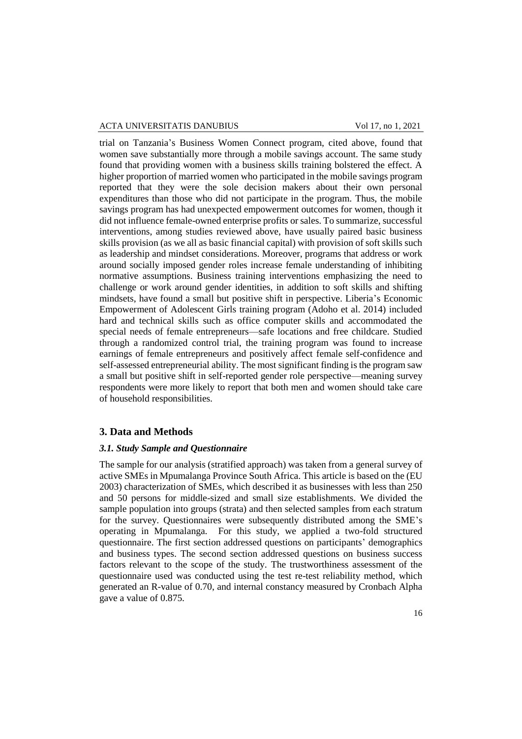trial on Tanzania's Business Women Connect program, cited above, found that women save substantially more through a mobile savings account. The same study found that providing women with a business skills training bolstered the effect. A higher proportion of married women who participated in the mobile savings program reported that they were the sole decision makers about their own personal expenditures than those who did not participate in the program. Thus, the mobile savings program has had unexpected empowerment outcomes for women, though it did not influence female-owned enterprise profits or sales. To summarize, successful interventions, among studies reviewed above, have usually paired basic business skills provision (as we all as basic financial capital) with provision of soft skills such as leadership and mindset considerations. Moreover, programs that address or work around socially imposed gender roles increase female understanding of inhibiting normative assumptions. Business training interventions emphasizing the need to challenge or work around gender identities, in addition to soft skills and shifting mindsets, have found a small but positive shift in perspective. Liberia's Economic Empowerment of Adolescent Girls training program (Adoho et al. 2014) included hard and technical skills such as office computer skills and accommodated the special needs of female entrepreneurs—safe locations and free childcare. Studied through a randomized control trial, the training program was found to increase earnings of female entrepreneurs and positively affect female self-confidence and self-assessed entrepreneurial ability. The most significant finding is the program saw a small but positive shift in self-reported gender role perspective—meaning survey respondents were more likely to report that both men and women should take care of household responsibilities.

## 3. Data and Methods

### *3.1. Study Sample and Questionnaire*

The sample for our analysis (stratified approach) was taken from a general survey of active SMEs in Mpumalanga Province South Africa. This article is based on the (EU 2003) characterization of SMEs, which described it as businesses with less than 250 and 50 persons for middle-sized and small size establishments. We divided the sample population into groups (strata) and then selected samples from each stratum for the survey. Questionnaires were subsequently distributed among the SME's operating in Mpumalanga. For this study, we applied a two-fold structured questionnaire. The first section addressed questions on participants' demographics and business types. The second section addressed questions on business success factors relevant to the scope of the study. The trustworthiness assessment of the questionnaire used was conducted using the test re-test reliability method, which generated an R-value of 0.70, and internal constancy measured by Cronbach Alpha gave a value of 0.875.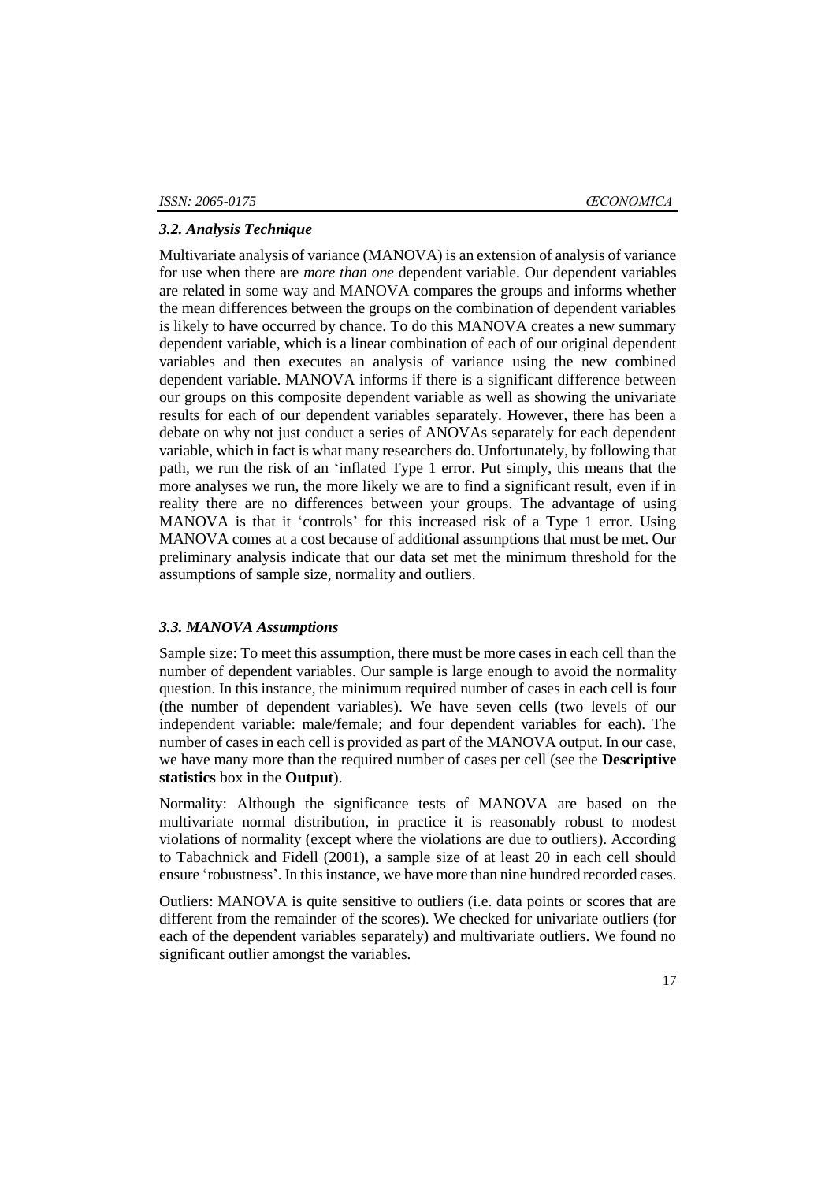### *3.2. Analysis Technique*

Multivariate analysis of variance (MANOVA) is an extension of analysis of variance for use when there are *more than one* dependent variable. Our dependent variables are related in some way and MANOVA compares the groups and informs whether the mean differences between the groups on the combination of dependent variables is likely to have occurred by chance. To do this MANOVA creates a new summary dependent variable, which is a linear combination of each of our original dependent variables and then executes an analysis of variance using the new combined dependent variable. MANOVA informs if there is a significant difference between our groups on this composite dependent variable as well as showing the univariate results for each of our dependent variables separately. However, there has been a debate on why not just conduct a series of ANOVAs separately for each dependent variable, which in fact is what many researchers do. Unfortunately, by following that path, we run the risk of an 'inflated Type 1 error. Put simply, this means that the more analyses we run, the more likely we are to find a significant result, even if in reality there are no differences between your groups. The advantage of using MANOVA is that it 'controls' for this increased risk of a Type 1 error. Using MANOVA comes at a cost because of additional assumptions that must be met. Our preliminary analysis indicate that our data set met the minimum threshold for the assumptions of sample size, normality and outliers.

### *3.3. MANOVA Assumptions*

Sample size: To meet this assumption, there must be more cases in each cell than the number of dependent variables. Our sample is large enough to avoid the normality question. In this instance, the minimum required number of cases in each cell is four (the number of dependent variables). We have seven cells (two levels of our independent variable: male/female; and four dependent variables for each). The number of cases in each cell is provided as part of the MANOVA output. In our case, we have many more than the required number of cases per cell (see the **Descriptive statistics** box in the **Output**).

Normality: Although the significance tests of MANOVA are based on the multivariate normal distribution, in practice it is reasonably robust to modest violations of normality (except where the violations are due to outliers). According to Tabachnick and Fidell (2001), a sample size of at least 20 in each cell should ensure 'robustness'. In this instance, we have more than nine hundred recorded cases.

Outliers: MANOVA is quite sensitive to outliers (i.e. data points or scores that are different from the remainder of the scores). We checked for univariate outliers (for each of the dependent variables separately) and multivariate outliers. We found no significant outlier amongst the variables.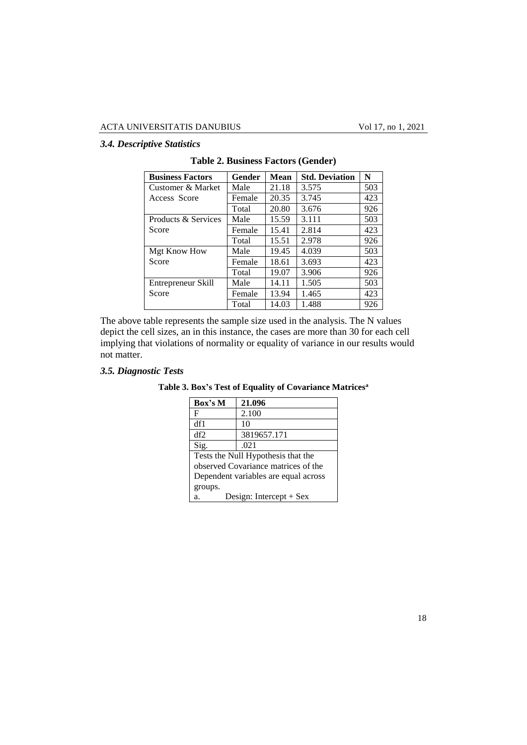### *3.4. Descriptive Statistics*

**Table 2. Business Factors (Gender)**

| Business Factors | Gender | Mean | Std. Deviation | N |
|---|---|---|---|---|
| Customer & Market Access Score | Male | 21.18 | 3.575 | 503 |
| | Female | 20.35 | 3.745 | 423 |
| | Total | 20.80 | 3.676 | 926 |
| Products & Services Score | Male | 15.59 | 3.111 | 503 |
| | Female | 15.41 | 2.814 | 423 |
| | Total | 15.51 | 2.978 | 926 |
| Mgt Know How Score | Male | 19.45 | 4.039 | 503 |
| | Female | 18.61 | 3.693 | 423 |
| | Total | 19.07 | 3.906 | 926 |
| Entrepreneur Skill Score | Male | 14.11 | 1.505 | 503 |
| | Female | 13.94 | 1.465 | 423 |
| | Total | 14.03 | 1.488 | 926 |

The above table represents the sample size used in the analysis. The N values depict the cell sizes, an in this instance, the cases are more than 30 for each cell implying that violations of normality or equality of variance in our results would not matter.

### *3.5. Diagnostic Tests*

**Table 3. Box's Test of Equality of Covariance Matrices[a]**

| Box's M | 21.096 |
|---|---|
| F | 2.100 |
| df1 | 10 |
| df2 | 3819657.171 |
| Sig. | .021 |

Tests the Null Hypothesis that the observed Covariance matrices of the Dependent variables are equal across groups.

a. Design: Intercept + Sex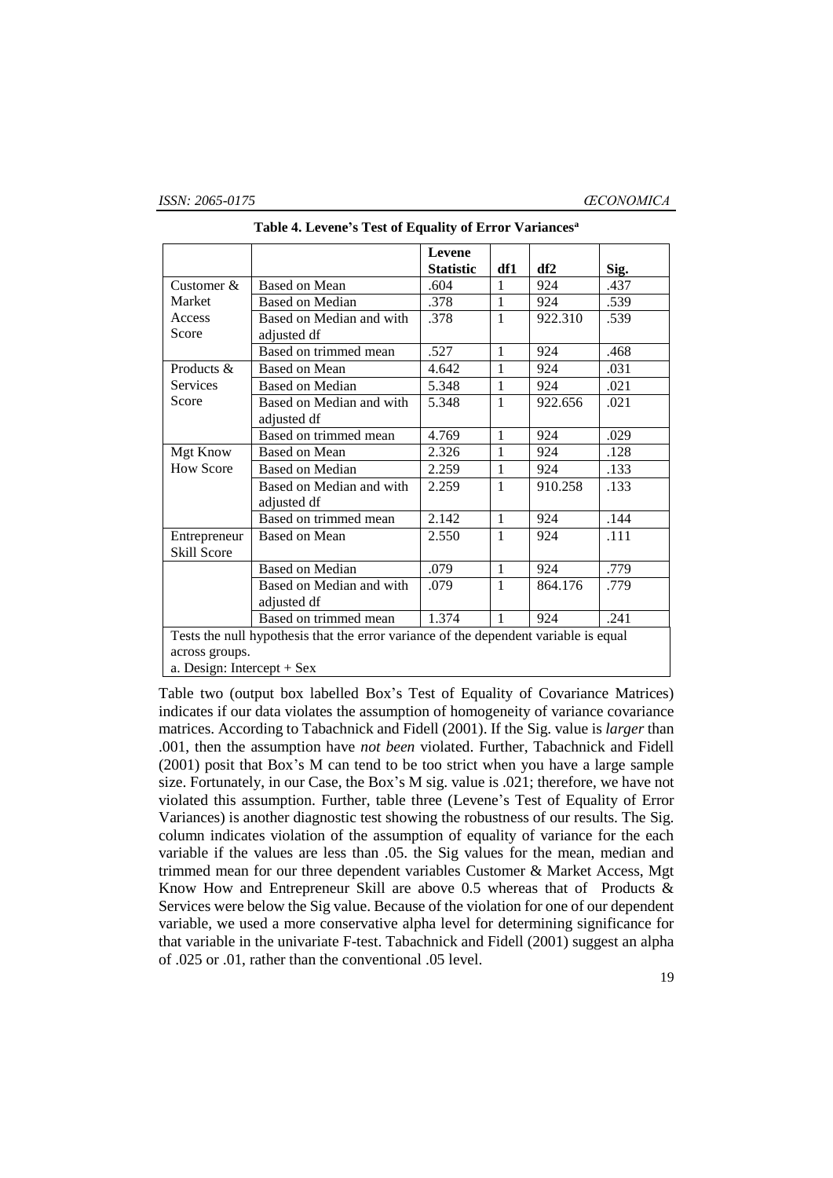**Table 4. Levene's Test of Equality of Error Variances[a]**

| | | Levene Statistic | df1 | df2 | Sig. |
|---|---|---|---|---|---|
| Customer & Market Access Score | Based on Mean | .604 | 1 | 924 | .437 |
| | Based on Median | .378 | 1 | 924 | .539 |
| | Based on Median and with adjusted df | .378 | 1 | 922.310 | .539 |
| | Based on trimmed mean | .527 | 1 | 924 | .468 |
| Products & Services Score | Based on Mean | 4.642 | 1 | 924 | .031 |
| | Based on Median | 5.348 | 1 | 924 | .021 |
| | Based on Median and with adjusted df | 5.348 | 1 | 922.656 | .021 |
| | Based on trimmed mean | 4.769 | 1 | 924 | .029 |
| Mgt Know How Score | Based on Mean | 2.326 | 1 | 924 | .128 |
| | Based on Median | 2.259 | 1 | 924 | .133 |
| | Based on Median and with adjusted df | 2.259 | 1 | 910.258 | .133 |
| | Based on trimmed mean | 2.142 | 1 | 924 | .144 |
| Entrepreneur Skill Score | Based on Mean | 2.550 | 1 | 924 | .111 |
| | Based on Median | .079 | 1 | 924 | .779 |
| | Based on Median and with adjusted df | .079 | 1 | 864.176 | .779 |
| | Based on trimmed mean | 1.374 | 1 | 924 | .241 |

Tests the null hypothesis that the error variance of the dependent variable is equal across groups.
a. Design: Intercept + Sex

Table two (output box labelled Box's Test of Equality of Covariance Matrices) indicates if our data violates the assumption of homogeneity of variance covariance matrices. According to Tabachnick and Fidell (2001). If the Sig. value is *larger* than .001, then the assumption have *not been* violated. Further, Tabachnick and Fidell (2001) posit that Box's M can tend to be too strict when you have a large sample size. Fortunately, in our Case, the Box's M sig. value is .021; therefore, we have not violated this assumption. Further, table three (Levene's Test of Equality of Error Variances) is another diagnostic test showing the robustness of our results. The Sig. column indicates violation of the assumption of equality of variance for the each variable if the values are less than .05. the Sig values for the mean, median and trimmed mean for our three dependent variables Customer & Market Access, Mgt Know How and Entrepreneur Skill are above 0.5 whereas that of Products & Services were below the Sig value. Because of the violation for one of our dependent variable, we used a more conservative alpha level for determining significance for that variable in the univariate F-test. Tabachnick and Fidell (2001) suggest an alpha of .025 or .01, rather than the conventional .05 level.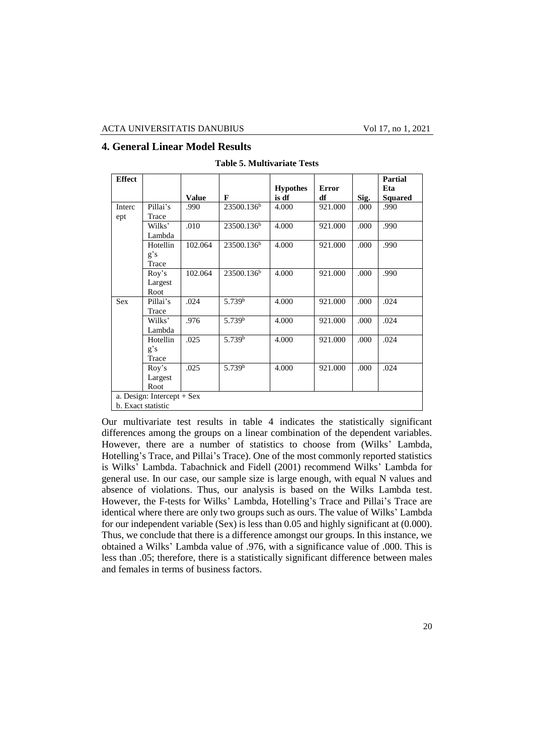## 4. General Linear Model Results

**Table 5. Multivariate Tests**

| Effect | | Value | F | Hypothesis df | Error df | Sig. | Partial Eta Squared |
|---|---|---|---|---|---|---|---|
| Intercept | Pillai's Trace | .990 | 23500.136[b] | 4.000 | 921.000 | .000 | .990 |
| | Wilks' Lambda | .010 | 23500.136[b] | 4.000 | 921.000 | .000 | .990 |
| | Hotelling's Trace | 102.064 | 23500.136[b] | 4.000 | 921.000 | .000 | .990 |
| | Roy's Largest Root | 102.064 | 23500.136[b] | 4.000 | 921.000 | .000 | .990 |
| Sex | Pillai's Trace | .024 | 5.739[b] | 4.000 | 921.000 | .000 | .024 |
| | Wilks' Lambda | .976 | 5.739[b] | 4.000 | 921.000 | .000 | .024 |
| | Hotelling's Trace | .025 | 5.739[b] | 4.000 | 921.000 | .000 | .024 |
| | Roy's Largest Root | .025 | 5.739[b] | 4.000 | 921.000 | .000 | .024 |

a. Design: Intercept + Sex
b. Exact statistic

Our multivariate test results in table 4 indicates the statistically significant differences among the groups on a linear combination of the dependent variables. However, there are a number of statistics to choose from (Wilks' Lambda, Hotelling's Trace, and Pillai's Trace). One of the most commonly reported statistics is Wilks' Lambda. Tabachnick and Fidell (2001) recommend Wilks' Lambda for general use. In our case, our sample size is large enough, with equal N values and absence of violations. Thus, our analysis is based on the Wilks Lambda test. However, the F-tests for Wilks' Lambda, Hotelling's Trace and Pillai's Trace are identical where there are only two groups such as ours. The value of Wilks' Lambda for our independent variable (Sex) is less than 0.05 and highly significant at (0.000). Thus, we conclude that there is a difference amongst our groups. In this instance, we obtained a Wilks' Lambda value of .976, with a significance value of .000. This is less than .05; therefore, there is a statistically significant difference between males and females in terms of business factors.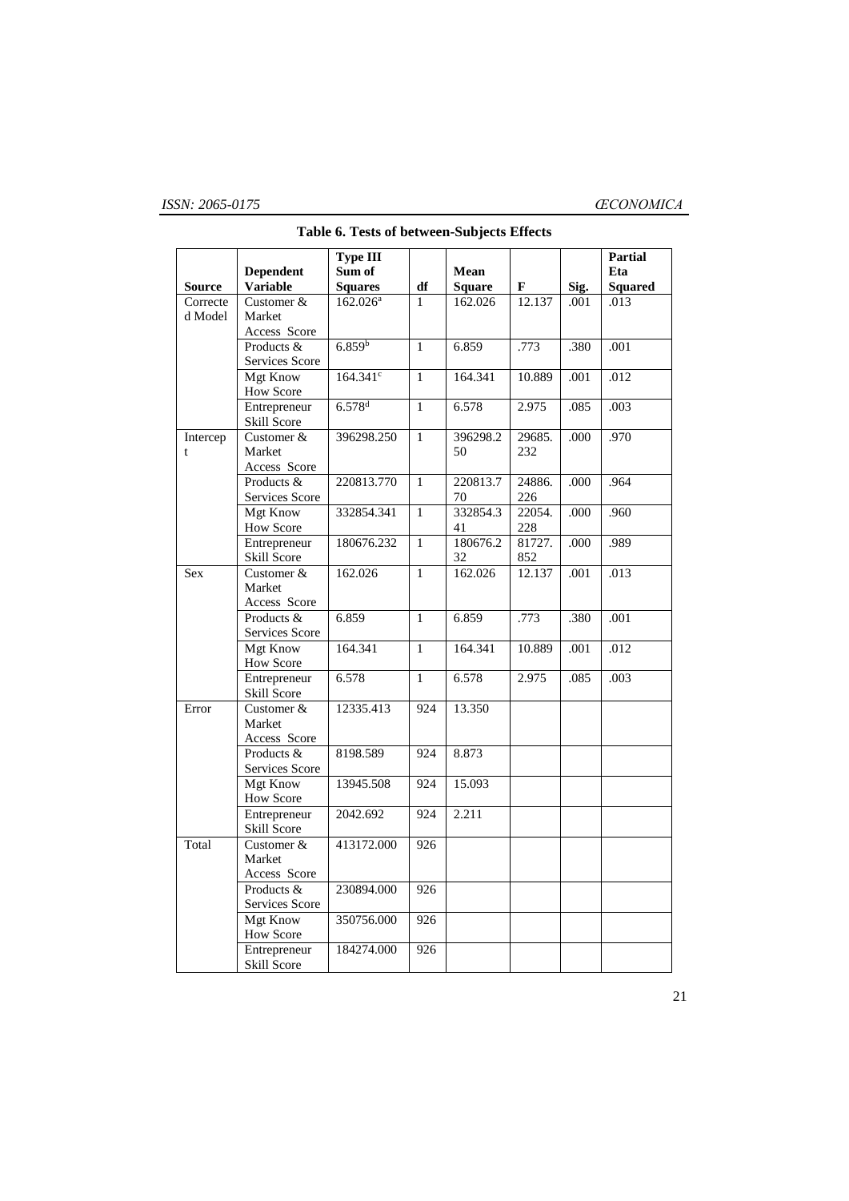**Table 6. Tests of between-Subjects Effects**

| Source | Dependent Variable | Type III Sum of Squares | df | Mean Square | F | Sig. | Partial Eta Squared |
|---|---|---|---|---|---|---|---|
| Corrected Model | Customer & Market Access Score | 162.026[a] | 1 | 162.026 | 12.137 | .001 | .013 |
| | Products & Services Score | 6.859[b] | 1 | 6.859 | .773 | .380 | .001 |
| | Mgt Know How Score | 164.341[c] | 1 | 164.341 | 10.889 | .001 | .012 |
| | Entrepreneur Skill Score | 6.578[d] | 1 | 6.578 | 2.975 | .085 | .003 |
| Intercept | Customer & Market Access Score | 396298.250 | 1 | 396298.250 | 29685.232 | .000 | .970 |
| | Products & Services Score | 220813.770 | 1 | 220813.770 | 24886.226 | .000 | .964 |
| | Mgt Know How Score | 332854.341 | 1 | 332854.341 | 22054.228 | .000 | .960 |
| | Entrepreneur Skill Score | 180676.232 | 1 | 180676.232 | 81727.852 | .000 | .989 |
| Sex | Customer & Market Access Score | 162.026 | 1 | 162.026 | 12.137 | .001 | .013 |
| | Products & Services Score | 6.859 | 1 | 6.859 | .773 | .380 | .001 |
| | Mgt Know How Score | 164.341 | 1 | 164.341 | 10.889 | .001 | .012 |
| | Entrepreneur Skill Score | 6.578 | 1 | 6.578 | 2.975 | .085 | .003 |
| Error | Customer & Market Access Score | 12335.413 | 924 | 13.350 | | | |
| | Products & Services Score | 8198.589 | 924 | 8.873 | | | |
| | Mgt Know How Score | 13945.508 | 924 | 15.093 | | | |
| | Entrepreneur Skill Score | 2042.692 | 924 | 2.211 | | | |
| Total | Customer & Market Access Score | 413172.000 | 926 | | | | |
| | Products & Services Score | 230894.000 | 926 | | | | |
| | Mgt Know How Score | 350756.000 | 926 | | | | |
| | Entrepreneur Skill Score | 184274.000 | 926 | | | | |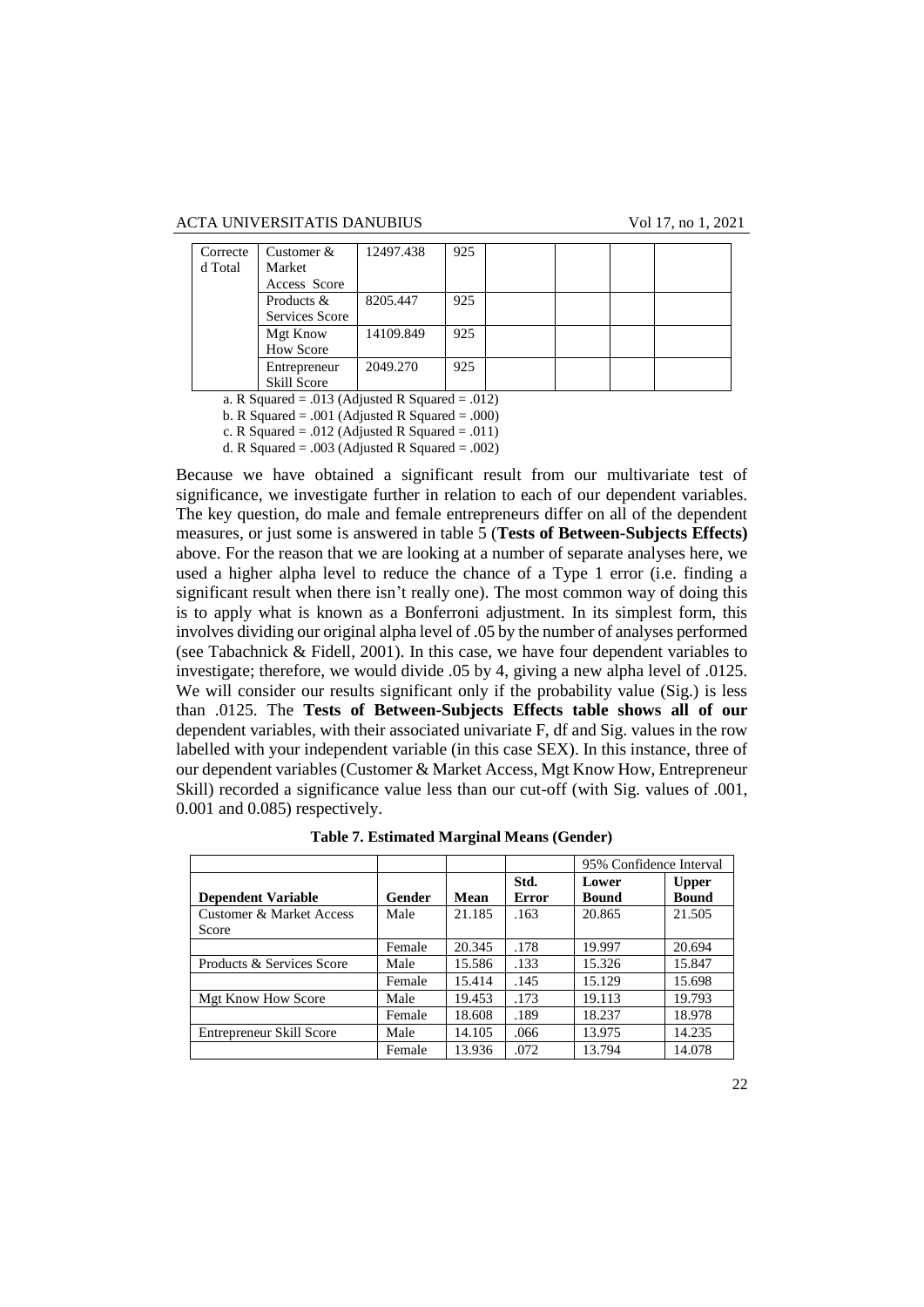| Corrected Total | Customer & Market Access Score | 12497.438 | 925 | | | | |
|---|---|---|---|---|---|---|---|
| | Products & Services Score | 8205.447 | 925 | | | | |
| | Mgt Know How Score | 14109.849 | 925 | | | | |
| | Entrepreneur Skill Score | 2049.270 | 925 | | | | |

a. R Squared = .013 (Adjusted R Squared = .012)

b. R Squared = .001 (Adjusted R Squared = .000)

c. R Squared = .012 (Adjusted R Squared = .011)

d. R Squared = .003 (Adjusted R Squared = .002)

Because we have obtained a significant result from our multivariate test of significance, we investigate further in relation to each of our dependent variables. The key question, do male and female entrepreneurs differ on all of the dependent measures, or just some is answered in table 5 (**Tests of Between-Subjects Effects)** above. For the reason that we are looking at a number of separate analyses here, we used a higher alpha level to reduce the chance of a Type 1 error (i.e. finding a significant result when there isn't really one). The most common way of doing this is to apply what is known as a Bonferroni adjustment. In its simplest form, this involves dividing our original alpha level of .05 by the number of analyses performed (see Tabachnick & Fidell, 2001). In this case, we have four dependent variables to investigate; therefore, we would divide .05 by 4, giving a new alpha level of .0125. We will consider our results significant only if the probability value (Sig.) is less than .0125. The **Tests of Between-Subjects Effects table shows all of our** dependent variables, with their associated univariate F, df and Sig. values in the row labelled with your independent variable (in this case SEX). In this instance, three of our dependent variables (Customer & Market Access, Mgt Know How, Entrepreneur Skill) recorded a significance value less than our cut-off (with Sig. values of .001, 0.001 and 0.085) respectively.

**Table 7. Estimated Marginal Means (Gender)**

| | | | | 95% Confidence Interval | |
|---|---|---|---|---|---|
| **Dependent Variable** | **Gender** | **Mean** | **Std. Error** | **Lower Bound** | **Upper Bound** |
| Customer & Market Access Score | Male | 21.185 | .163 | 20.865 | 21.505 |
| | Female | 20.345 | .178 | 19.997 | 20.694 |
| Products & Services Score | Male | 15.586 | .133 | 15.326 | 15.847 |
| | Female | 15.414 | .145 | 15.129 | 15.698 |
| Mgt Know How Score | Male | 19.453 | .173 | 19.113 | 19.793 |
| | Female | 18.608 | .189 | 18.237 | 18.978 |
| Entrepreneur Skill Score | Male | 14.105 | .066 | 13.975 | 14.235 |
| | Female | 13.936 | .072 | 13.794 | 14.078 |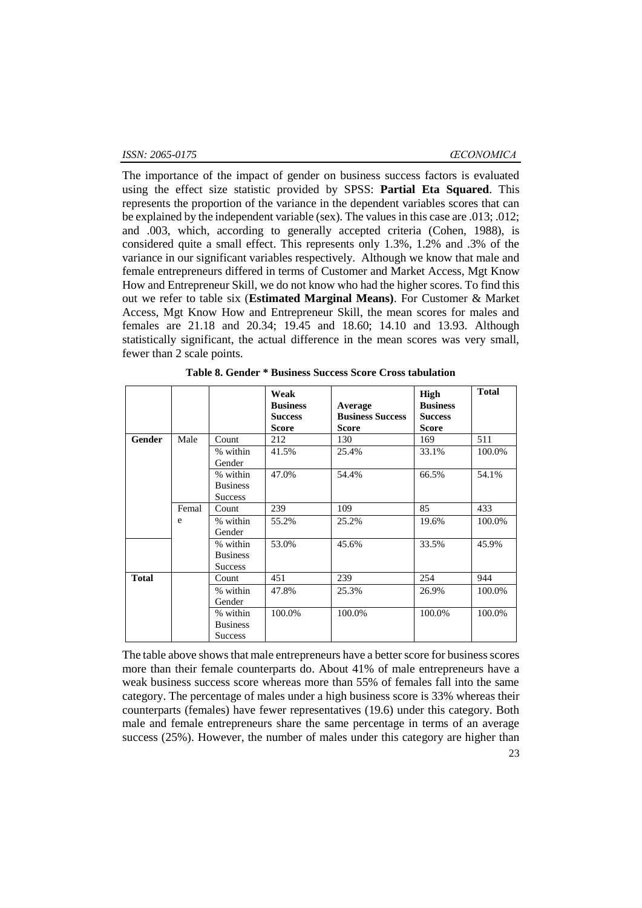The importance of the impact of gender on business success factors is evaluated using the effect size statistic provided by SPSS: **Partial Eta Squared**. This represents the proportion of the variance in the dependent variables scores that can be explained by the independent variable (sex). The values in this case are .013; .012; and .003, which, according to generally accepted criteria (Cohen, 1988), is considered quite a small effect. This represents only 1.3%, 1.2% and .3% of the variance in our significant variables respectively. Although we know that male and female entrepreneurs differed in terms of Customer and Market Access, Mgt Know How and Entrepreneur Skill, we do not know who had the higher scores. To find this out we refer to table six (**Estimated Marginal Means)**. For Customer & Market Access, Mgt Know How and Entrepreneur Skill, the mean scores for males and females are 21.18 and 20.34; 19.45 and 18.60; 14.10 and 13.93. Although statistically significant, the actual difference in the mean scores was very small, fewer than 2 scale points.

**Table 8. Gender * Business Success Score Cross tabulation**

| | | | Weak Business Success Score | Average Business Success Score | High Business Success Score | Total |
|---|---|---|---|---|---|---|
| **Gender** | Male | Count | 212 | 130 | 169 | 511 |
| | | % within Gender | 41.5% | 25.4% | 33.1% | 100.0% |
| | | % within Business Success | 47.0% | 54.4% | 66.5% | 54.1% |
| | Female | Count | 239 | 109 | 85 | 433 |
| | | % within Gender | 55.2% | 25.2% | 19.6% | 100.0% |
| | | % within Business Success | 53.0% | 45.6% | 33.5% | 45.9% |
| **Total** | | Count | 451 | 239 | 254 | 944 |
| | | % within Gender | 47.8% | 25.3% | 26.9% | 100.0% |
| | | % within Business Success | 100.0% | 100.0% | 100.0% | 100.0% |

The table above shows that male entrepreneurs have a better score for business scores more than their female counterparts do. About 41% of male entrepreneurs have a weak business success score whereas more than 55% of females fall into the same category. The percentage of males under a high business score is 33% whereas their counterparts (females) have fewer representatives (19.6) under this category. Both male and female entrepreneurs share the same percentage in terms of an average success (25%). However, the number of males under this category are higher than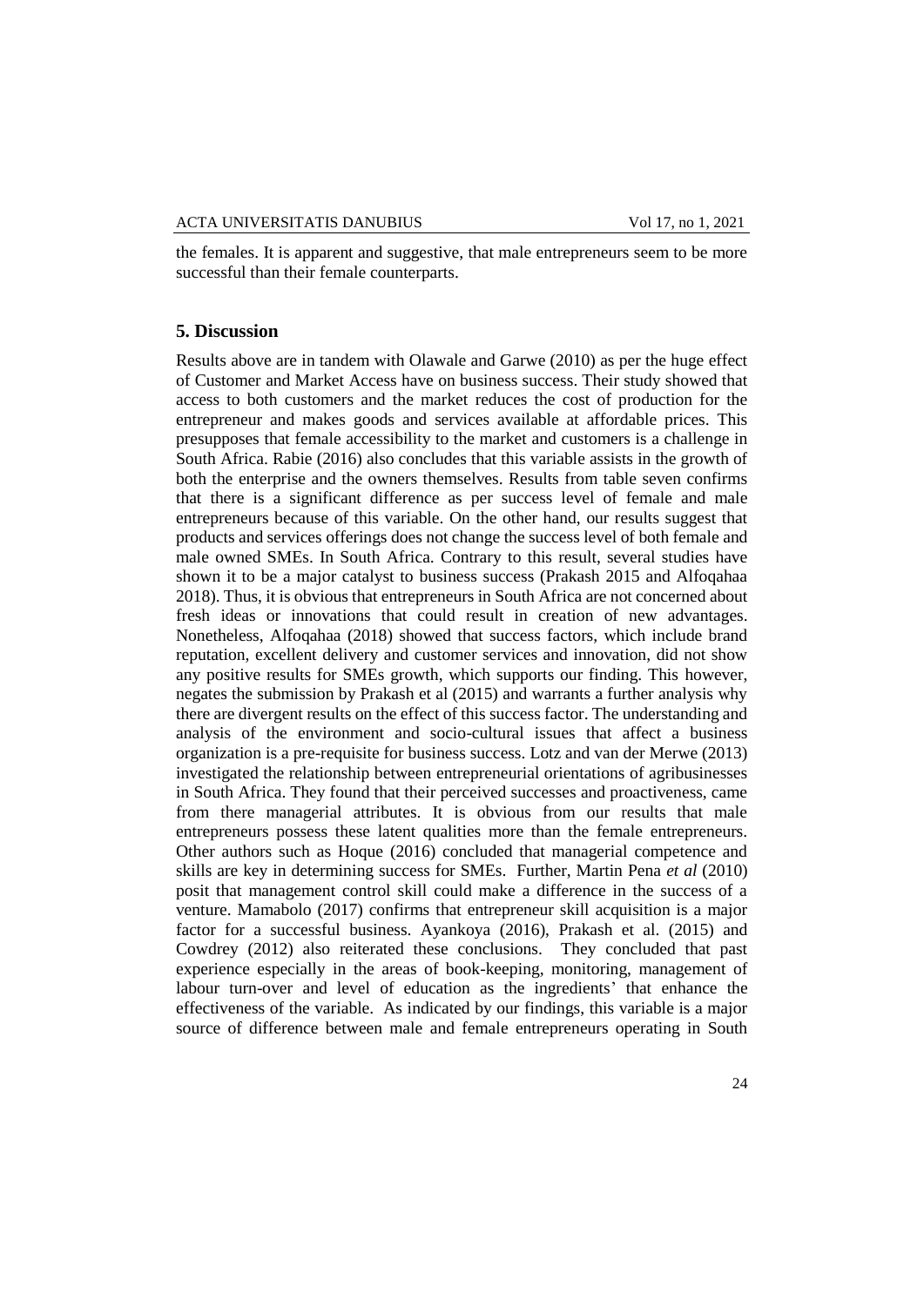the females. It is apparent and suggestive, that male entrepreneurs seem to be more successful than their female counterparts.

## 5. Discussion

Results above are in tandem with Olawale and Garwe (2010) as per the huge effect of Customer and Market Access have on business success. Their study showed that access to both customers and the market reduces the cost of production for the entrepreneur and makes goods and services available at affordable prices. This presupposes that female accessibility to the market and customers is a challenge in South Africa. Rabie (2016) also concludes that this variable assists in the growth of both the enterprise and the owners themselves. Results from table seven confirms that there is a significant difference as per success level of female and male entrepreneurs because of this variable. On the other hand, our results suggest that products and services offerings does not change the success level of both female and male owned SMEs. In South Africa. Contrary to this result, several studies have shown it to be a major catalyst to business success (Prakash 2015 and Alfoqahaa 2018). Thus, it is obvious that entrepreneurs in South Africa are not concerned about fresh ideas or innovations that could result in creation of new advantages. Nonetheless, Alfoqahaa (2018) showed that success factors, which include brand reputation, excellent delivery and customer services and innovation, did not show any positive results for SMEs growth, which supports our finding. This however, negates the submission by Prakash et al (2015) and warrants a further analysis why there are divergent results on the effect of this success factor. The understanding and analysis of the environment and socio-cultural issues that affect a business organization is a pre-requisite for business success. Lotz and van der Merwe (2013) investigated the relationship between entrepreneurial orientations of agribusinesses in South Africa. They found that their perceived successes and proactiveness, came from there managerial attributes. It is obvious from our results that male entrepreneurs possess these latent qualities more than the female entrepreneurs. Other authors such as Hoque (2016) concluded that managerial competence and skills are key in determining success for SMEs. Further, Martin Pena *et al* (2010) posit that management control skill could make a difference in the success of a venture. Mamabolo (2017) confirms that entrepreneur skill acquisition is a major factor for a successful business. Ayankoya (2016), Prakash et al. (2015) and Cowdrey (2012) also reiterated these conclusions. They concluded that past experience especially in the areas of book-keeping, monitoring, management of labour turn-over and level of education as the ingredients' that enhance the effectiveness of the variable. As indicated by our findings, this variable is a major source of difference between male and female entrepreneurs operating in South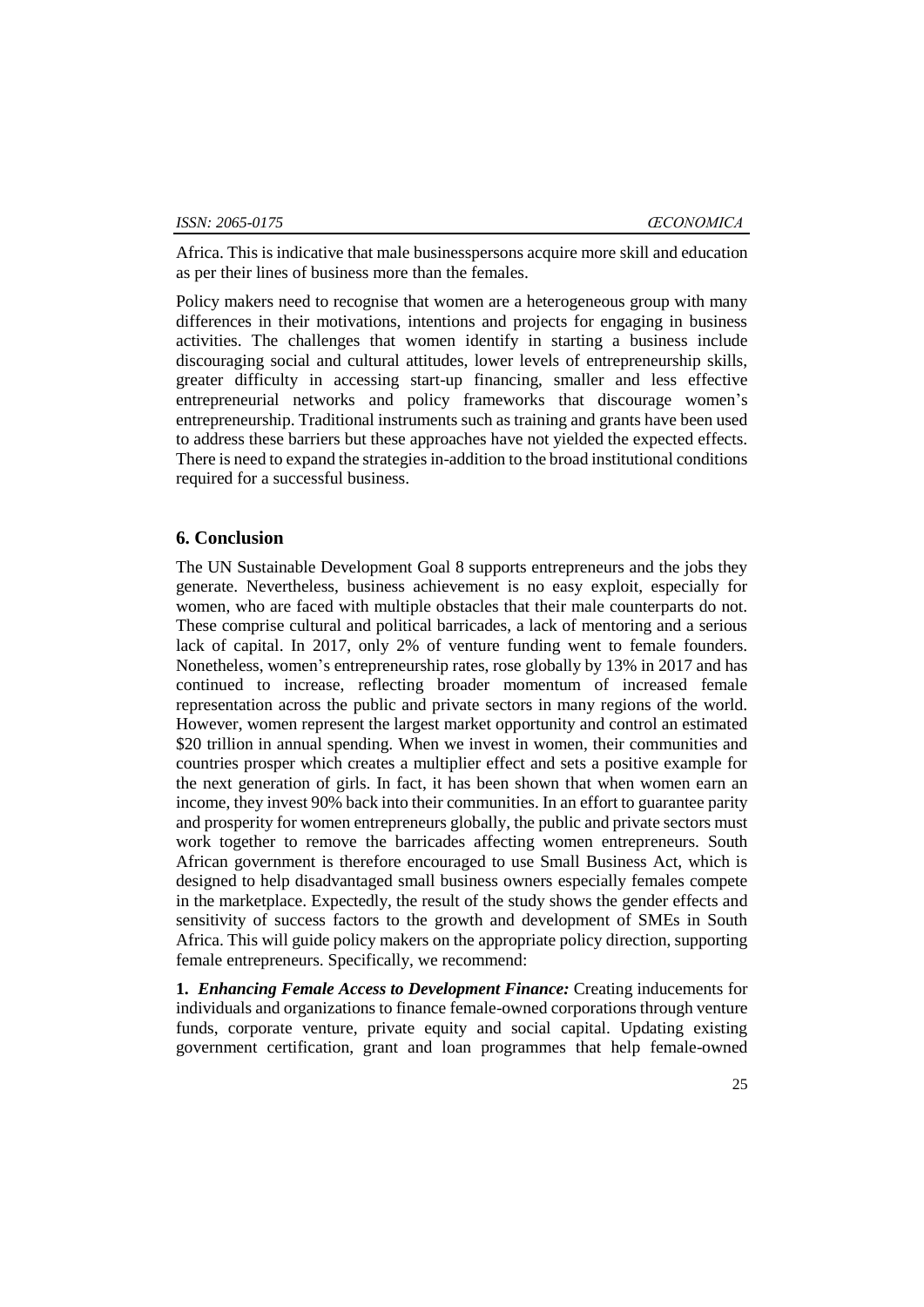Africa. This is indicative that male businesspersons acquire more skill and education as per their lines of business more than the females.

Policy makers need to recognise that women are a heterogeneous group with many differences in their motivations, intentions and projects for engaging in business activities. The challenges that women identify in starting a business include discouraging social and cultural attitudes, lower levels of entrepreneurship skills, greater difficulty in accessing start-up financing, smaller and less effective entrepreneurial networks and policy frameworks that discourage women's entrepreneurship. Traditional instruments such as training and grants have been used to address these barriers but these approaches have not yielded the expected effects. There is need to expand the strategies in-addition to the broad institutional conditions required for a successful business.

## 6. Conclusion

The UN Sustainable Development Goal 8 supports entrepreneurs and the jobs they generate. Nevertheless, business achievement is no easy exploit, especially for women, who are faced with multiple obstacles that their male counterparts do not. These comprise cultural and political barricades, a lack of mentoring and a serious lack of capital. In 2017, only 2% of venture funding went to female founders. Nonetheless, women's entrepreneurship rates, rose globally by 13% in 2017 and has continued to increase, reflecting broader momentum of increased female representation across the public and private sectors in many regions of the world. However, women represent the largest market opportunity and control an estimated \$20 trillion in annual spending. When we invest in women, their communities and countries prosper which creates a multiplier effect and sets a positive example for the next generation of girls. In fact, it has been shown that when women earn an income, they invest 90% back into their communities. In an effort to guarantee parity and prosperity for women entrepreneurs globally, the public and private sectors must work together to remove the barricades affecting women entrepreneurs. South African government is therefore encouraged to use Small Business Act, which is designed to help disadvantaged small business owners especially females compete in the marketplace. Expectedly, the result of the study shows the gender effects and sensitivity of success factors to the growth and development of SMEs in South Africa. This will guide policy makers on the appropriate policy direction, supporting female entrepreneurs. Specifically, we recommend:

**1.** ***Enhancing Female Access to Development Finance:*** Creating inducements for individuals and organizations to finance female-owned corporations through venture funds, corporate venture, private equity and social capital. Updating existing government certification, grant and loan programmes that help female-owned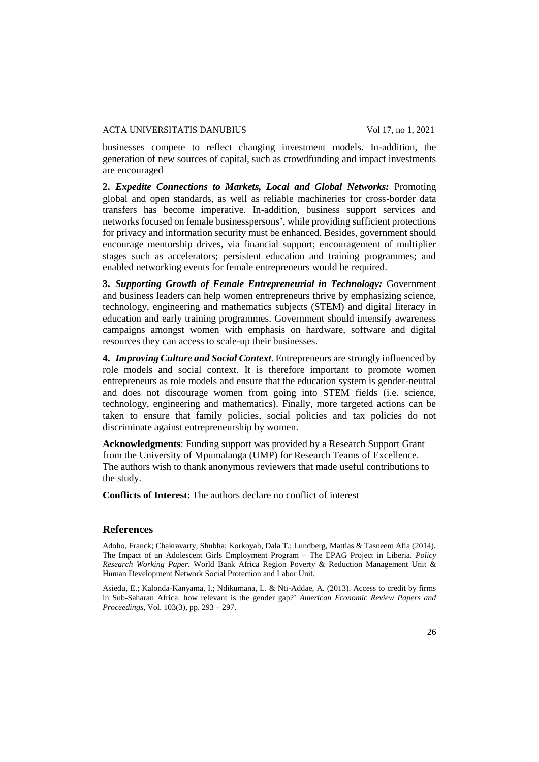businesses compete to reflect changing investment models. In-addition, the generation of new sources of capital, such as crowdfunding and impact investments are encouraged

**2.** ***Expedite Connections to Markets, Local and Global Networks:*** Promoting global and open standards, as well as reliable machineries for cross-border data transfers has become imperative. In-addition, business support services and networks focused on female businesspersons', while providing sufficient protections for privacy and information security must be enhanced. Besides, government should encourage mentorship drives, via financial support; encouragement of multiplier stages such as accelerators; persistent education and training programmes; and enabled networking events for female entrepreneurs would be required.

**3.** ***Supporting Growth of Female Entrepreneurial in Technology:*** Government and business leaders can help women entrepreneurs thrive by emphasizing science, technology, engineering and mathematics subjects (STEM) and digital literacy in education and early training programmes. Government should intensify awareness campaigns amongst women with emphasis on hardware, software and digital resources they can access to scale-up their businesses.

**4.** ***Improving Culture and Social Context*.** Entrepreneurs are strongly influenced by role models and social context. It is therefore important to promote women entrepreneurs as role models and ensure that the education system is gender-neutral and does not discourage women from going into STEM fields (i.e. science, technology, engineering and mathematics). Finally, more targeted actions can be taken to ensure that family policies, social policies and tax policies do not discriminate against entrepreneurship by women.

**Acknowledgments**: Funding support was provided by a Research Support Grant from the University of Mpumalanga (UMP) for Research Teams of Excellence. The authors wish to thank anonymous reviewers that made useful contributions to the study.

**Conflicts of Interest**: The authors declare no conflict of interest

## References

Adoho, Franck; Chakravarty, Shubha; Korkoyah, Dala T.; Lundberg, Mattias & Tasneem Afia (2014). The Impact of an Adolescent Girls Employment Program – The EPAG Project in Liberia. *Policy Research Working Paper*. World Bank Africa Region Poverty & Reduction Management Unit & Human Development Network Social Protection and Labor Unit.

Asiedu, E.; Kalonda-Kanyama, I.; Ndikumana, L. & Nti-Addae, A. (2013). Access to credit by firms in Sub-Saharan Africa: how relevant is the gender gap?' *American Economic Review Papers and Proceedings*, Vol. 103(3), pp. 293 – 297.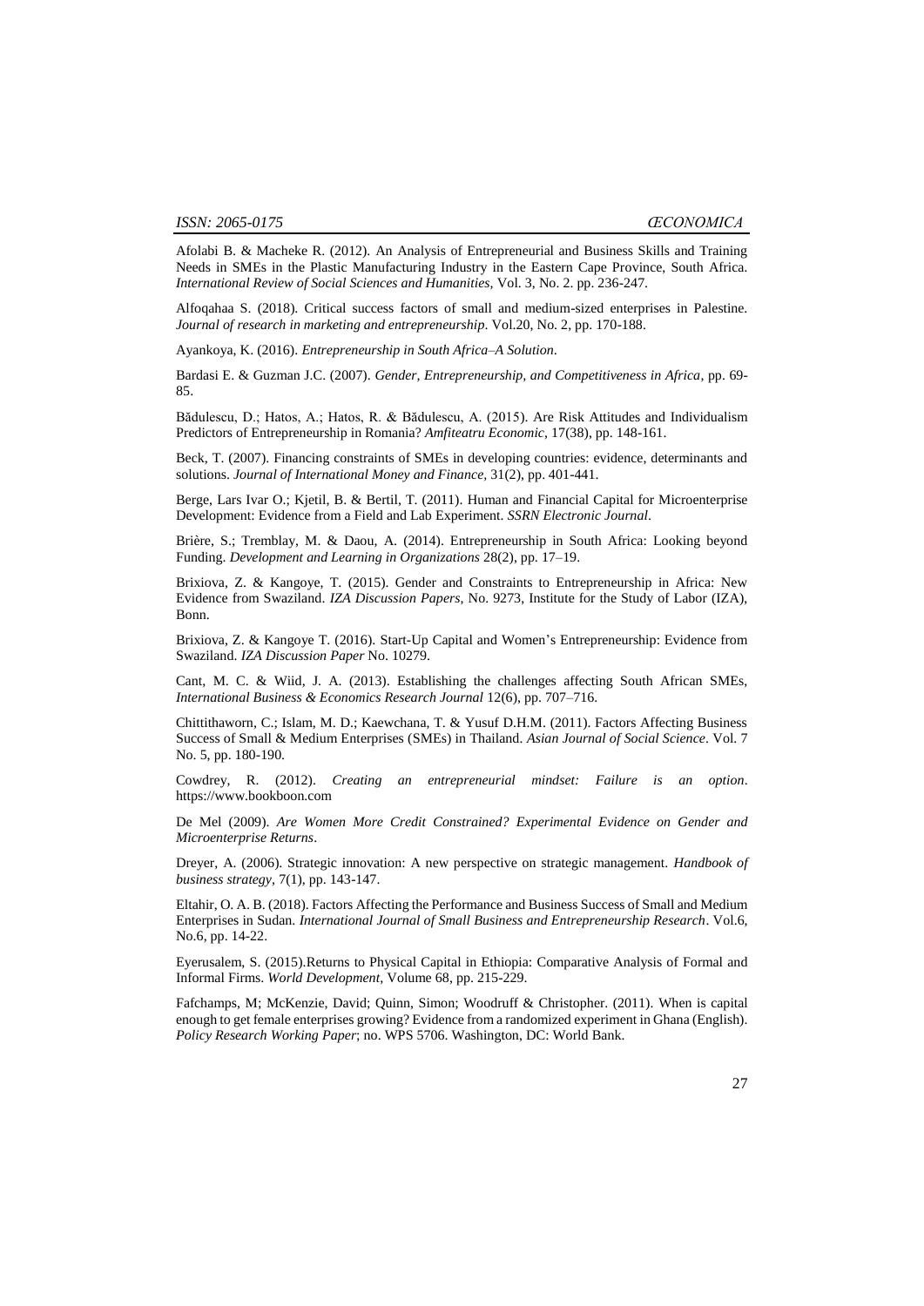Afolabi B. & Macheke R. (2012). An Analysis of Entrepreneurial and Business Skills and Training Needs in SMEs in the Plastic Manufacturing Industry in the Eastern Cape Province, South Africa. *International Review of Social Sciences and Humanities,* Vol. 3, No. 2. pp. 236-247.

Alfoqahaa S. (2018). Critical success factors of small and medium-sized enterprises in Palestine. *Journal of research in marketing and entrepreneurship*. Vol.20, No. 2, pp. 170-188.

Ayankoya, K. (2016). *Entrepreneurship in South Africa–A Solution*.

Bardasi E. & Guzman J.C. (2007). *Gender, Entrepreneurship, and Competitiveness in Africa*, pp. 69-85.

Bădulescu, D.; Hatos, A.; Hatos, R. & Bădulescu, A. (2015). Are Risk Attitudes and Individualism Predictors of Entrepreneurship in Romania? *Amfiteatru Economic*, 17(38), pp. 148-161.

Beck, T. (2007). Financing constraints of SMEs in developing countries: evidence, determinants and solutions. *Journal of International Money and Finance,* 31(2), pp. 401-441.

Berge, Lars Ivar O.; Kjetil, B. & Bertil, T. (2011). Human and Financial Capital for Microenterprise Development: Evidence from a Field and Lab Experiment. *SSRN Electronic Journal*.

Brière, S.; Tremblay, M. & Daou, A. (2014). Entrepreneurship in South Africa: Looking beyond Funding. *Development and Learning in Organizations* 28(2), pp. 17–19.

Brixiova, Z. & Kangoye, T. (2015). Gender and Constraints to Entrepreneurship in Africa: New Evidence from Swaziland. *IZA Discussion Papers*, No. 9273, Institute for the Study of Labor (IZA), Bonn.

Brixiova, Z. & Kangoye T. (2016). Start-Up Capital and Women's Entrepreneurship: Evidence from Swaziland. *IZA Discussion Paper* No. 10279.

Cant, M. C. & Wiid, J. A. (2013). Establishing the challenges affecting South African SMEs, *International Business & Economics Research Journal* 12(6), pp. 707–716.

Chittithaworn, C.; Islam, M. D.; Kaewchana, T. & Yusuf D.H.M. (2011). Factors Affecting Business Success of Small & Medium Enterprises (SMEs) in Thailand. *Asian Journal of Social Science*. Vol. 7 No. 5, pp. 180-190.

Cowdrey, R. (2012). *Creating an entrepreneurial mindset: Failure is an option*. https://www.bookboon.com

De Mel (2009). *Are Women More Credit Constrained? Experimental Evidence on Gender and Microenterprise Returns*.

Dreyer, A. (2006). Strategic innovation: A new perspective on strategic management. *Handbook of business strategy*, 7(1), pp. 143-147.

Eltahir, O. A. B. (2018). Factors Affecting the Performance and Business Success of Small and Medium Enterprises in Sudan. *International Journal of Small Business and Entrepreneurship Research*. Vol.6, No.6, pp. 14-22.

Eyerusalem, S. (2015).Returns to Physical Capital in Ethiopia: Comparative Analysis of Formal and Informal Firms. *World Development*, Volume 68, pp. 215-229.

Fafchamps, M; McKenzie, David; Quinn, Simon; Woodruff & Christopher. (2011). When is capital enough to get female enterprises growing? Evidence from a randomized experiment in Ghana (English). *Policy Research Working Paper*; no. WPS 5706. Washington, DC: World Bank.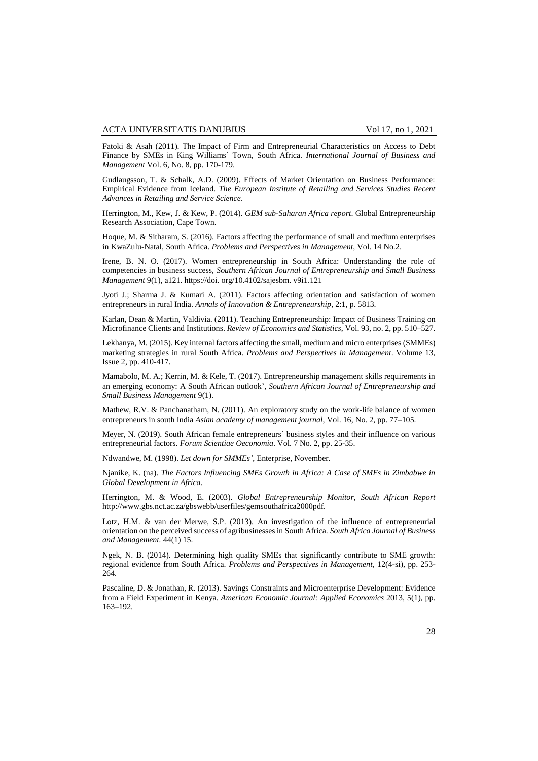Fatoki & Asah (2011). The Impact of Firm and Entrepreneurial Characteristics on Access to Debt Finance by SMEs in King Williams' Town, South Africa. *International Journal of Business and Management* Vol. 6, No. 8, pp. 170-179.

Gudlaugsson, T. & Schalk, A.D. (2009). Effects of Market Orientation on Business Performance: Empirical Evidence from Iceland. *The European Institute of Retailing and Services Studies Recent Advances in Retailing and Service Science*.

Herrington, M., Kew, J. & Kew, P. (2014). *GEM sub-Saharan Africa report*. Global Entrepreneurship Research Association, Cape Town.

Hoque, M. & Sitharam, S. (2016). Factors affecting the performance of small and medium enterprises in KwaZulu-Natal, South Africa. *Problems and Perspectives in Management*, Vol. 14 No.2.

Irene, B. N. O. (2017). Women entrepreneurship in South Africa: Understanding the role of competencies in business success, *Southern African Journal of Entrepreneurship and Small Business Management* 9(1), a121. https://doi. org/10.4102/sajesbm. v9i1.121

Jyoti J.; Sharma J. & Kumari A. (2011). Factors affecting orientation and satisfaction of women entrepreneurs in rural India. *Annals of Innovation & Entrepreneurship*, 2:1, p. 5813.

Karlan, Dean & Martin, Valdivia. (2011). Teaching Entrepreneurship: Impact of Business Training on Microfinance Clients and Institutions. *Review of Economics and Statistics*, Vol. 93, no. 2, pp. 510–527.

Lekhanya, M. (2015). Key internal factors affecting the small, medium and micro enterprises (SMMEs) marketing strategies in rural South Africa. *Problems and Perspectives in Management*. Volume 13, Issue 2, pp. 410-417.

Mamabolo, M. A.; Kerrin, M. & Kele, T. (2017). Entrepreneurship management skills requirements in an emerging economy: A South African outlook', *Southern African Journal of Entrepreneurship and Small Business Management* 9(1).

Mathew, R.V. & Panchanatham, N. (2011). An exploratory study on the work-life balance of women entrepreneurs in south India *Asian academy of management journal*, Vol. 16, No. 2, pp. 77–105.

Meyer, N. (2019). South African female entrepreneurs' business styles and their influence on various entrepreneurial factors. *Forum Scientiae Oeconomia*. Vol. 7 No. 2, pp. 25-35.

Ndwandwe, M. (1998). *Let down for SMMEs'*, Enterprise, November.

Njanike, K. (na). *The Factors Influencing SMEs Growth in Africa: A Case of SMEs in Zimbabwe in Global Development in Africa*.

Herrington, M. & Wood, E. (2003). *Global Entrepreneurship Monitor, South African Report* http://www.gbs.nct.ac.za/gbswebb/userfiles/gemsouthafrica2000pdf.

Lotz, H.M. & van der Merwe, S.P. (2013). An investigation of the influence of entrepreneurial orientation on the perceived success of agribusinesses in South Africa. *South Africa Journal of Business and Management.* 44(1) 15.

Ngek, N. B. (2014). Determining high quality SMEs that significantly contribute to SME growth: regional evidence from South Africa. *Problems and Perspectives in Management*, 12(4-si), pp. 253-264.

Pascaline, D. & Jonathan, R. (2013). Savings Constraints and Microenterprise Development: Evidence from a Field Experiment in Kenya. *American Economic Journal: Applied Economics* 2013, 5(1), pp. 163–192.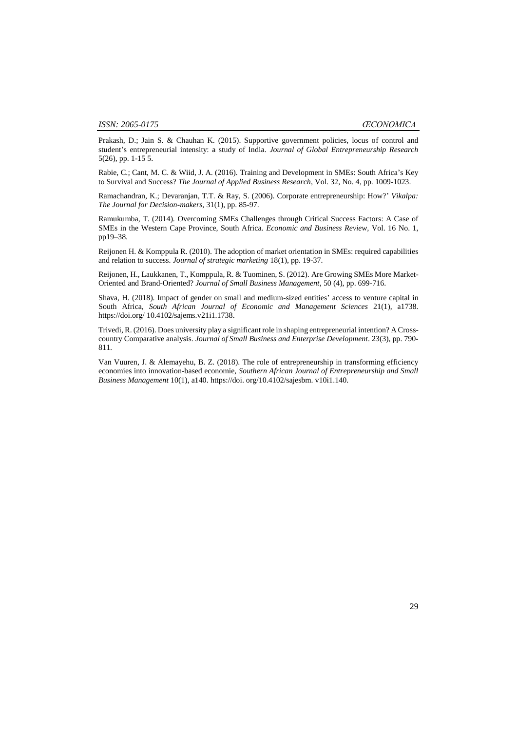Prakash, D.; Jain S. & Chauhan K. (2015). Supportive government policies, locus of control and student's entrepreneurial intensity: a study of India. *Journal of Global Entrepreneurship Research* 5(26), pp. 1-15 5.

Rabie, C.; Cant, M. C. & Wiid, J. A. (2016). Training and Development in SMEs: South Africa's Key to Survival and Success? *The Journal of Applied Business Research*, Vol. 32, No. 4, pp. 1009-1023.

Ramachandran, K.; Devaranjan, T.T. & Ray, S. (2006). Corporate entrepreneurship: How?' *Vikalpa: The Journal for Decision-makers*, 31(1), pp. 85-97.

Ramukumba, T. (2014). Overcoming SMEs Challenges through Critical Success Factors: A Case of SMEs in the Western Cape Province, South Africa. *Economic and Business Review*, Vol. 16 No. 1, pp19–38.

Reijonen H. & Komppula R. (2010). The adoption of market orientation in SMEs: required capabilities and relation to success. *Journal of strategic marketing* 18(1), pp. 19-37.

Reijonen, H., Laukkanen, T., Komppula, R. & Tuominen, S. (2012). Are Growing SMEs More Market-Oriented and Brand-Oriented? *Journal of Small Business Management*, 50 (4), pp. 699-716.

Shava, H. (2018). Impact of gender on small and medium-sized entities' access to venture capital in South Africa, *South African Journal of Economic and Management Sciences* 21(1), a1738. https://doi.org/ 10.4102/sajems.v21i1.1738.

Trivedi, R. (2016). Does university play a significant role in shaping entrepreneurial intention? A Cross-country Comparative analysis. *Journal of Small Business and Enterprise Development*. 23(3), pp. 790-811.

Van Vuuren, J. & Alemayehu, B. Z. (2018). The role of entrepreneurship in transforming efficiency economies into innovation-based economie, *Southern African Journal of Entrepreneurship and Small Business Management* 10(1), a140. https://doi. org/10.4102/sajesbm. v10i1.140.